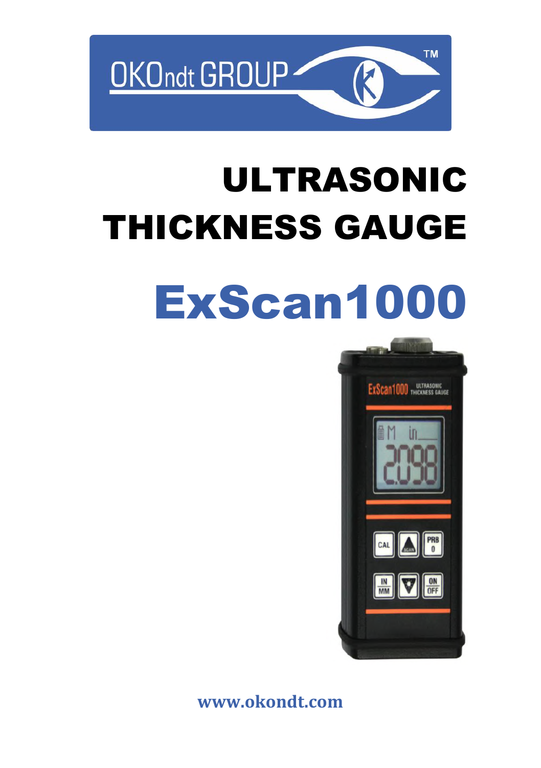# ULTRASONIC THICKNESS GAUGE

# ExScan1000

www.okondt.com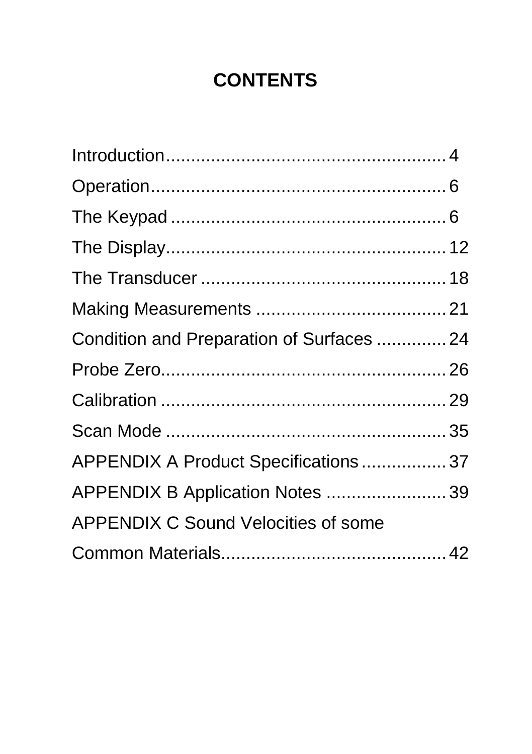# CONTENTS

Introduction........................................................ 4

Operation........................................................... 6

The Keypad ....................................................... 6

The Display........................................................ 12

The Transducer .................................................. 18

Making Measurements ....................................... 21

Condition and Preparation of Surfaces .............. 24

Probe Zero.......................................................... 26

Calibration .......................................................... 29

Scan Mode ......................................................... 35

APPENDIX A Product Specifications................. 37

APPENDIX B Application Notes ........................ 39

APPENDIX C Sound Velocities of some Common Materials............................................. 42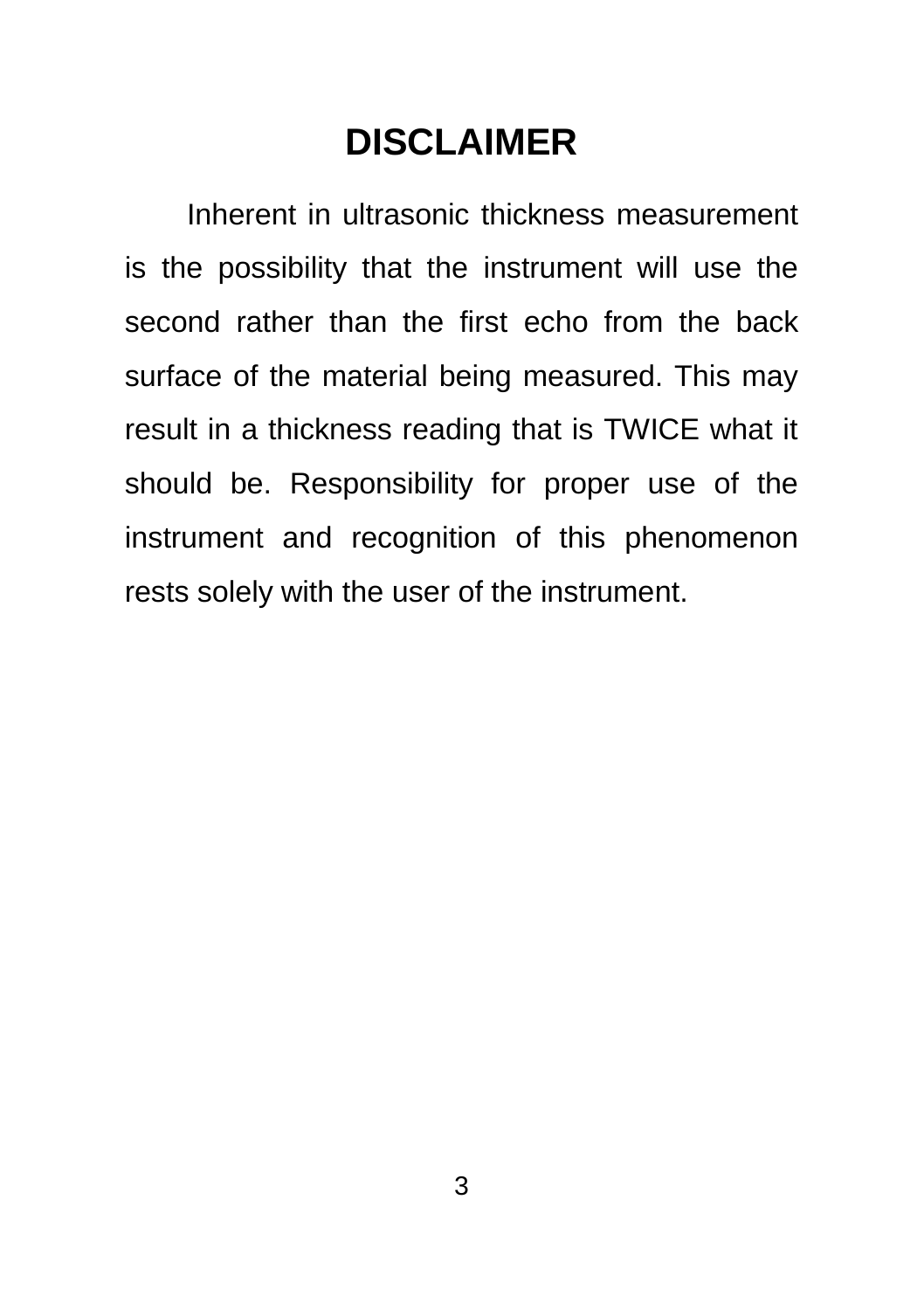# DISCLAIMER

Inherent in ultrasonic thickness measurement is the possibility that the instrument will use the second rather than the first echo from the back surface of the material being measured. This may result in a thickness reading that is TWICE what it should be. Responsibility for proper use of the instrument and recognition of this phenomenon rests solely with the user of the instrument.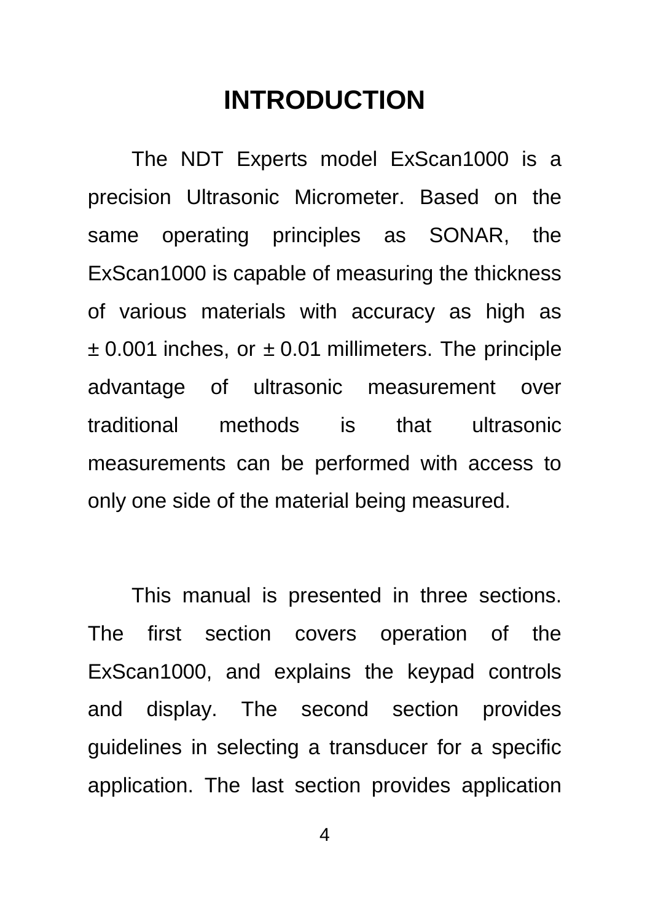# INTRODUCTION

The NDT Experts model ExScan1000 is a precision Ultrasonic Micrometer. Based on the same operating principles as SONAR, the ExScan1000 is capable of measuring the thickness of various materials with accuracy as high as ± 0.001 inches, or ± 0.01 millimeters. The principle advantage of ultrasonic measurement over traditional methods is that ultrasonic measurements can be performed with access to only one side of the material being measured.

This manual is presented in three sections. The first section covers operation of the ExScan1000, and explains the keypad controls and display. The second section provides guidelines in selecting a transducer for a specific application. The last section provides application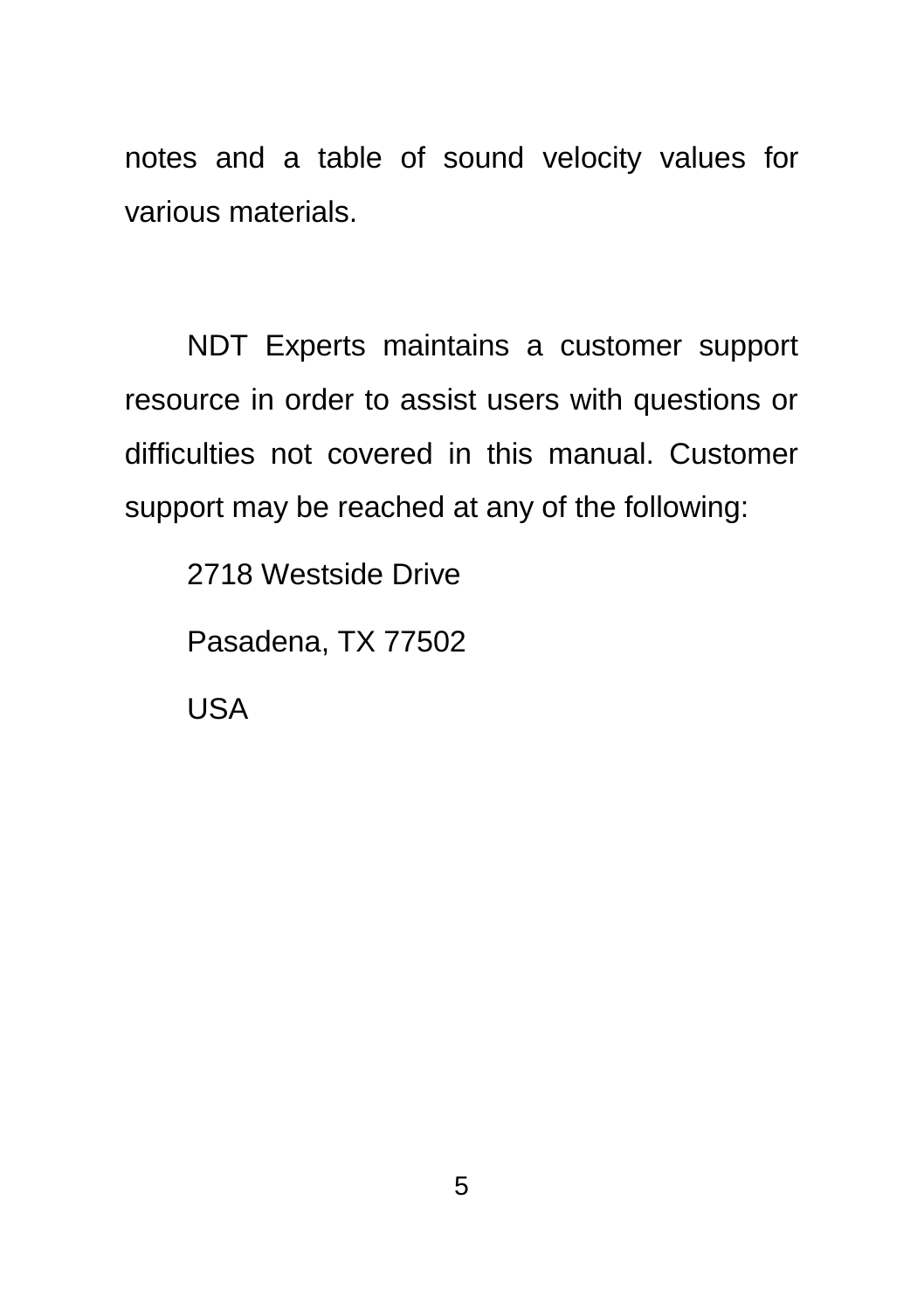notes and a table of sound velocity values for various materials.

NDT Experts maintains a customer support resource in order to assist users with questions or difficulties not covered in this manual. Customer support may be reached at any of the following:

2718 Westside Drive

Pasadena, TX 77502

USA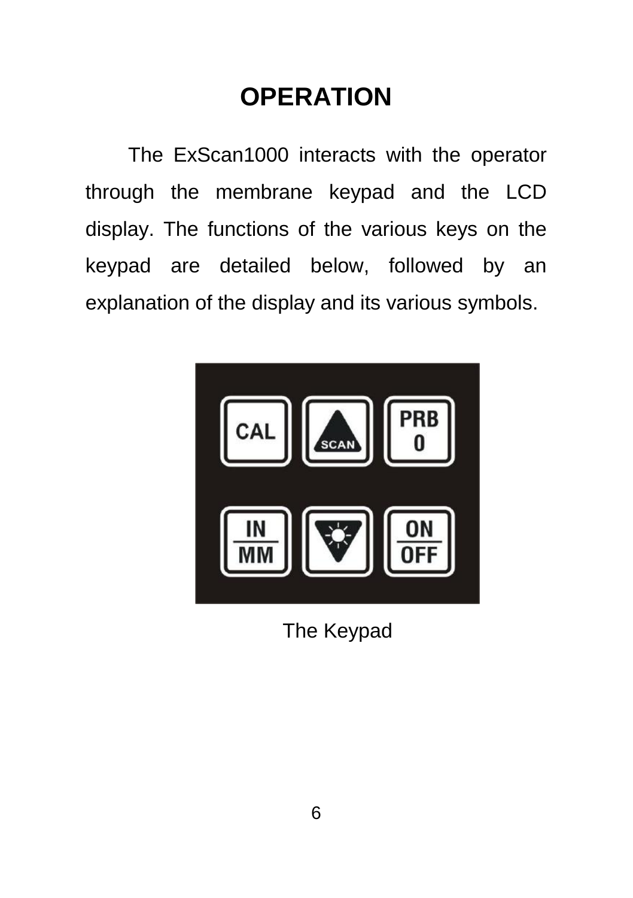# OPERATION

The ExScan1000 interacts with the operator through the membrane keypad and the LCD display. The functions of the various keys on the keypad are detailed below, followed by an explanation of the display and its various symbols.

The Keypad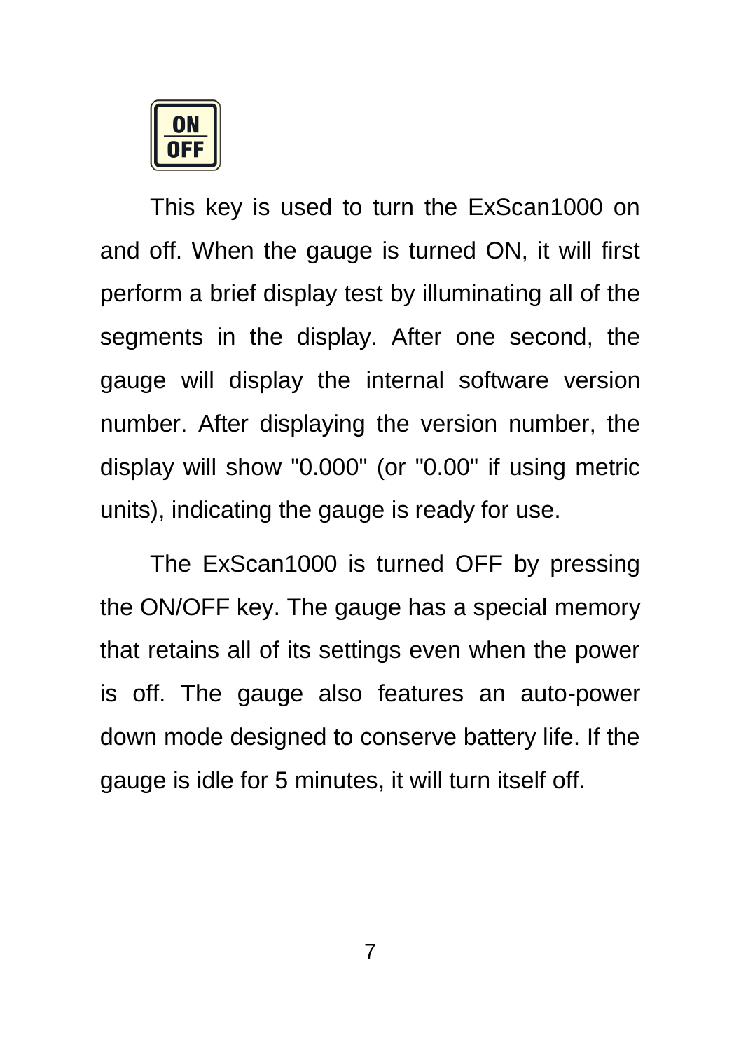ON/OFF

This key is used to turn the ExScan1000 on and off. When the gauge is turned ON, it will first perform a brief display test by illuminating all of the segments in the display. After one second, the gauge will display the internal software version number. After displaying the version number, the display will show "0.000" (or "0.00" if using metric units), indicating the gauge is ready for use.

The ExScan1000 is turned OFF by pressing the ON/OFF key. The gauge has a special memory that retains all of its settings even when the power is off. The gauge also features an auto-power down mode designed to conserve battery life. If the gauge is idle for 5 minutes, it will turn itself off.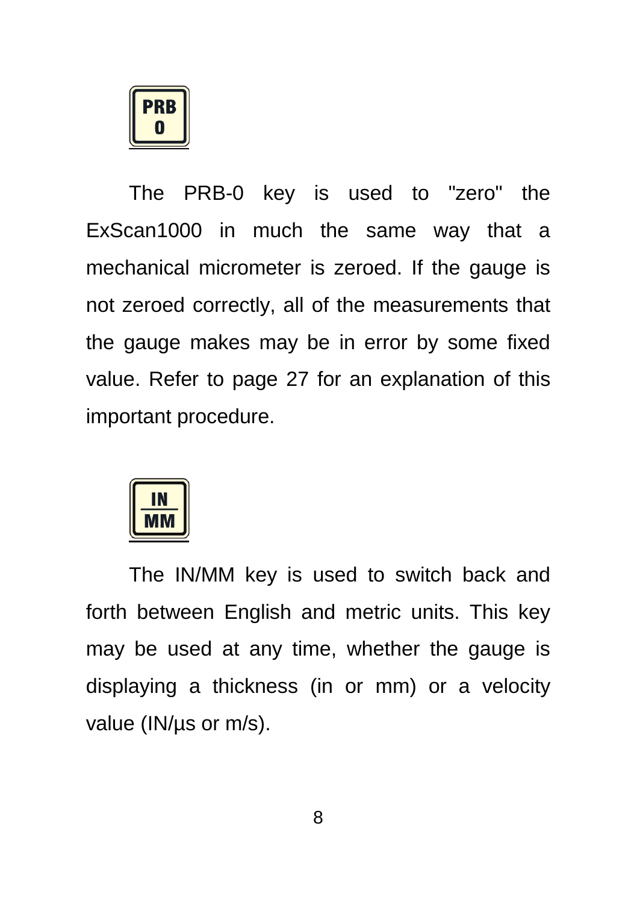**PRB 0**

The PRB-0 key is used to "zero" the ExScan1000 in much the same way that a mechanical micrometer is zeroed. If the gauge is not zeroed correctly, all of the measurements that the gauge makes may be in error by some fixed value. Refer to page 27 for an explanation of this important procedure.

**IN / MM**

The IN/MM key is used to switch back and forth between English and metric units. This key may be used at any time, whether the gauge is displaying a thickness (in or mm) or a velocity value (IN/µs or m/s).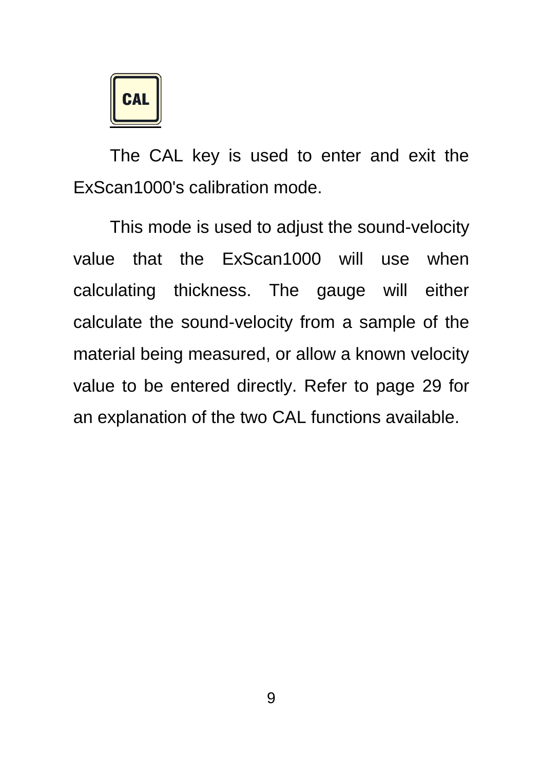**CAL**

The CAL key is used to enter and exit the ExScan1000's calibration mode.

This mode is used to adjust the sound-velocity value that the ExScan1000 will use when calculating thickness. The gauge will either calculate the sound-velocity from a sample of the material being measured, or allow a known velocity value to be entered directly. Refer to page 29 for an explanation of the two CAL functions available.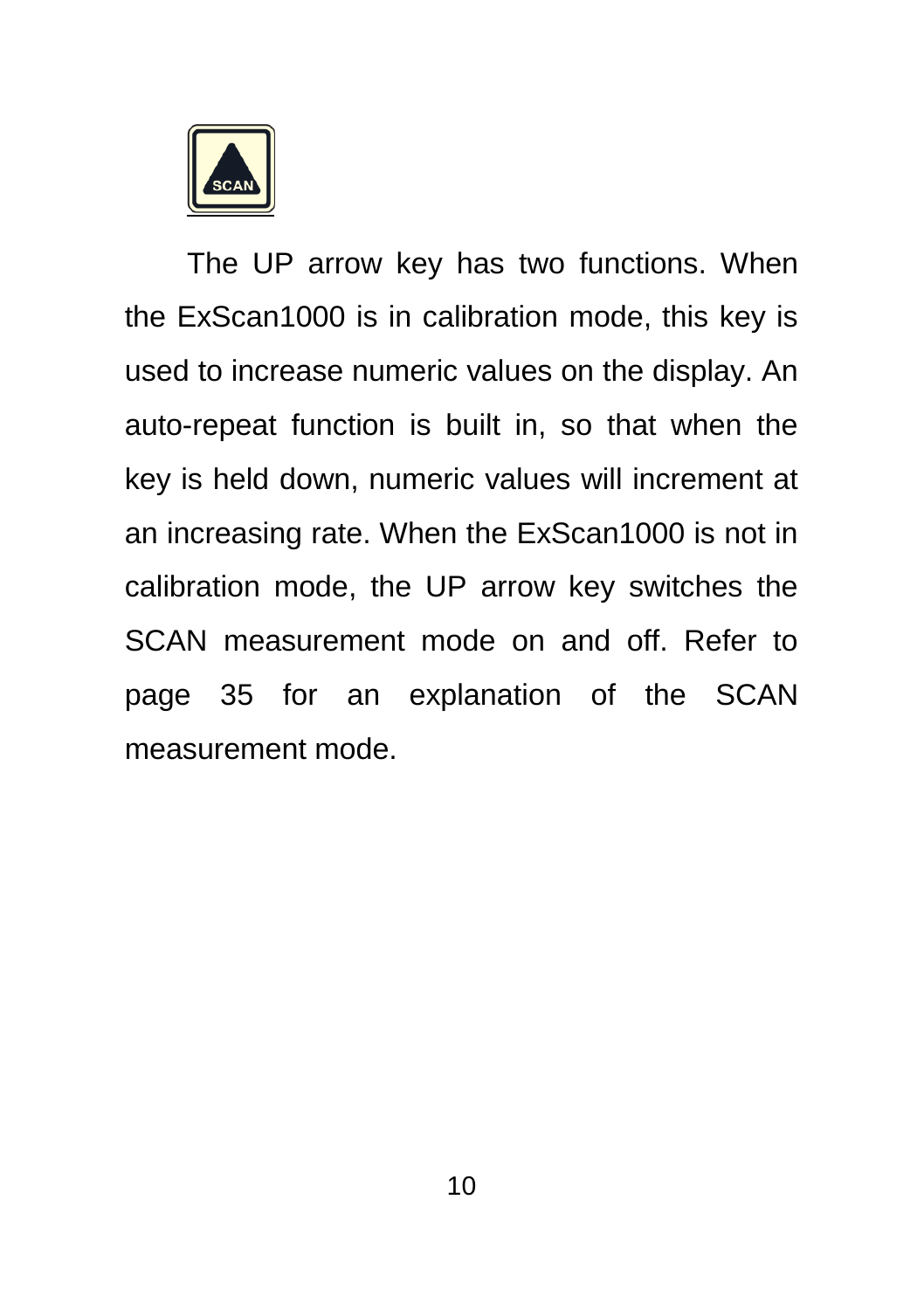The UP arrow key has two functions. When the ExScan1000 is in calibration mode, this key is used to increase numeric values on the display. An auto-repeat function is built in, so that when the key is held down, numeric values will increment at an increasing rate. When the ExScan1000 is not in calibration mode, the UP arrow key switches the SCAN measurement mode on and off. Refer to page 35 for an explanation of the SCAN measurement mode.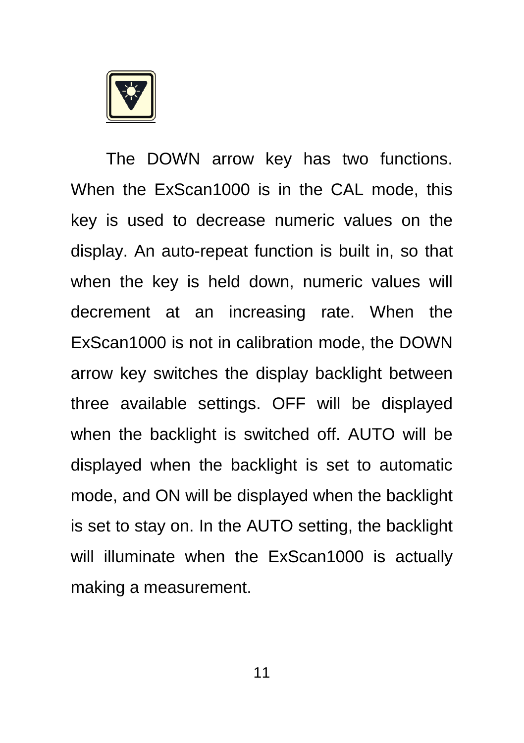The DOWN arrow key has two functions. When the ExScan1000 is in the CAL mode, this key is used to decrease numeric values on the display. An auto-repeat function is built in, so that when the key is held down, numeric values will decrement at an increasing rate. When the ExScan1000 is not in calibration mode, the DOWN arrow key switches the display backlight between three available settings. OFF will be displayed when the backlight is switched off. AUTO will be displayed when the backlight is set to automatic mode, and ON will be displayed when the backlight is set to stay on. In the AUTO setting, the backlight will illuminate when the ExScan1000 is actually making a measurement.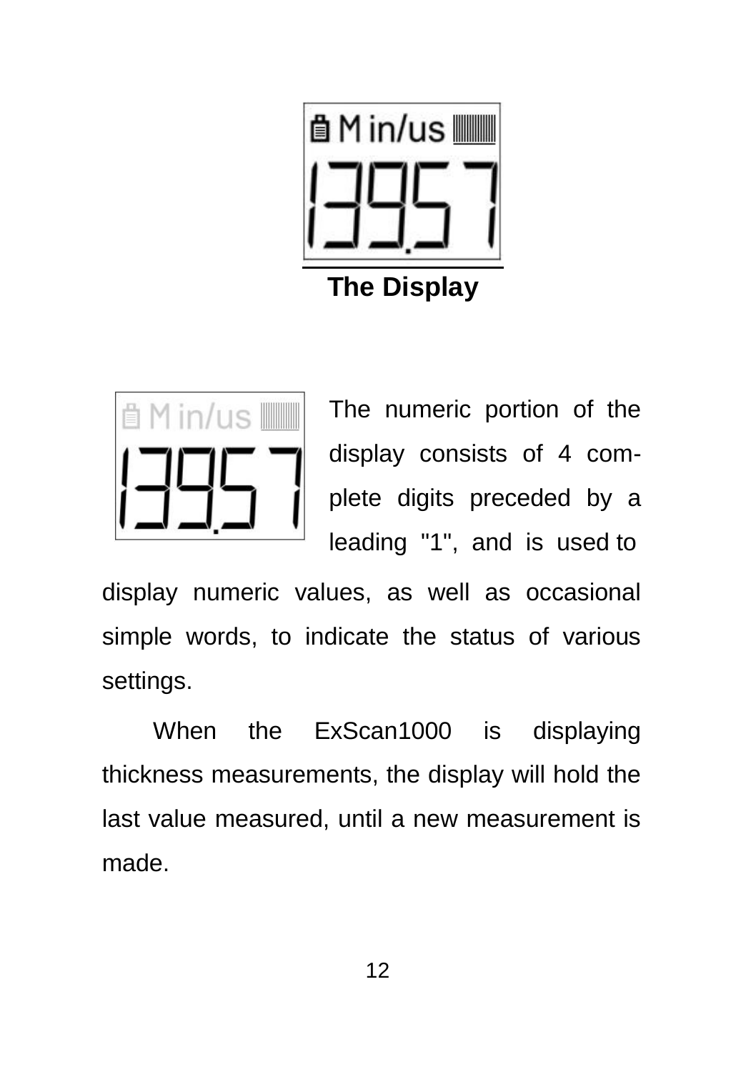**The Display**

The numeric portion of the display consists of 4 complete digits preceded by a leading "1", and is used to display numeric values, as well as occasional simple words, to indicate the status of various settings.

When the ExScan1000 is displaying thickness measurements, the display will hold the last value measured, until a new measurement is made.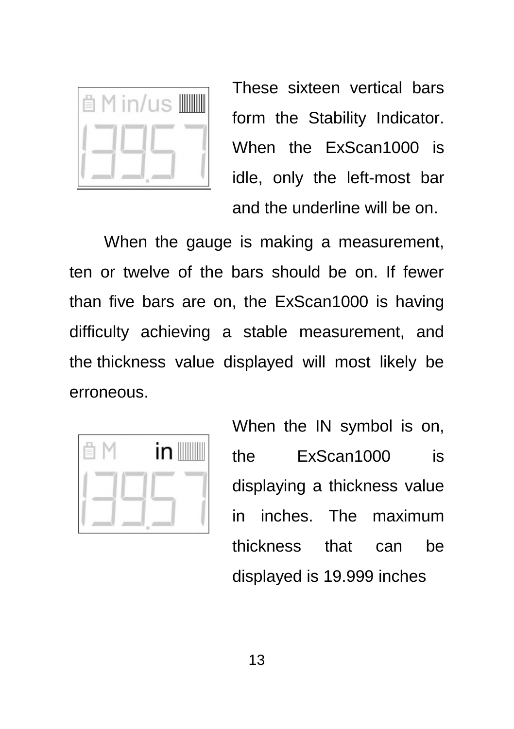These sixteen vertical bars form the Stability Indicator. When the ExScan1000 is idle, only the left-most bar and the underline will be on.

When the gauge is making a measurement, ten or twelve of the bars should be on. If fewer than five bars are on, the ExScan1000 is having difficulty achieving a stable measurement, and the thickness value displayed will most likely be erroneous.

When the IN symbol is on, the ExScan1000 is displaying a thickness value in inches. The maximum thickness that can be displayed is 19.999 inches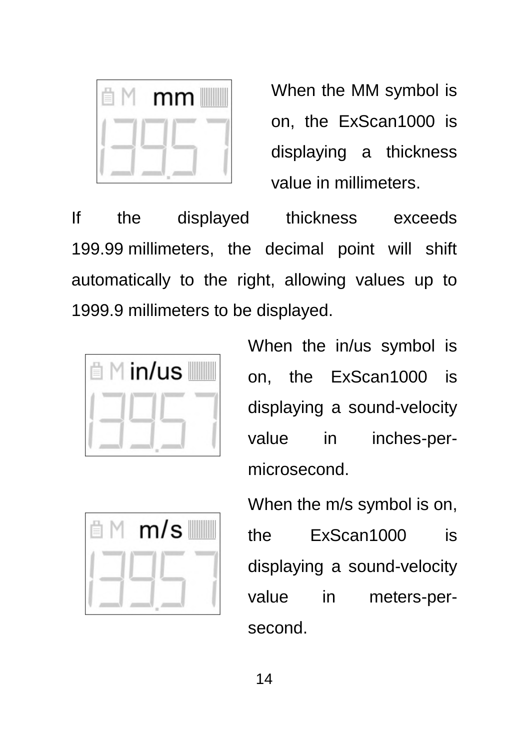When the MM symbol is on, the ExScan1000 is displaying a thickness value in millimeters.

If the displayed thickness exceeds 199.99 millimeters, the decimal point will shift automatically to the right, allowing values up to 1999.9 millimeters to be displayed.

When the in/us symbol is on, the ExScan1000 is displaying a sound-velocity value in inches-per-microsecond.

When the m/s symbol is on, the ExScan1000 is displaying a sound-velocity value in meters-per-second.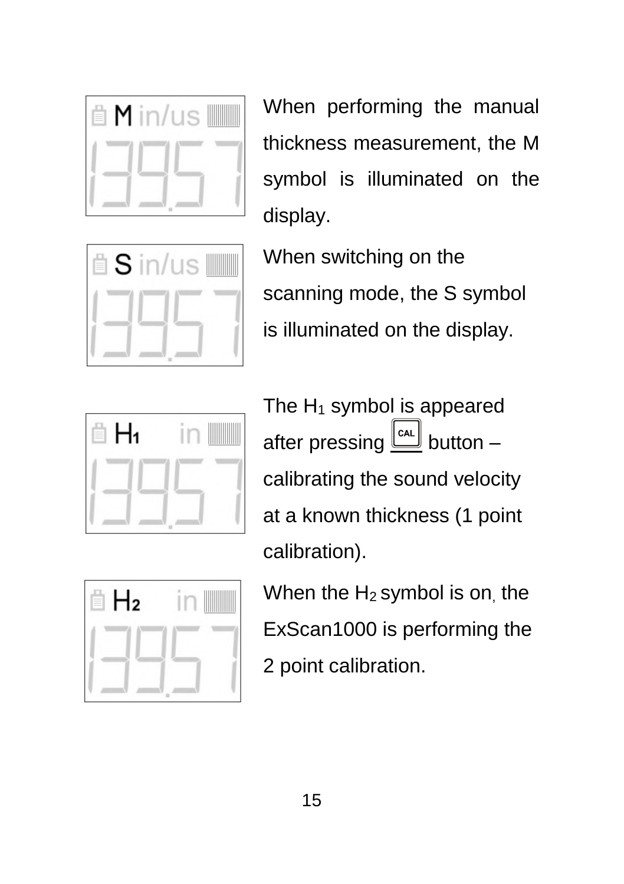When performing the manual thickness measurement, the M symbol is illuminated on the display.

When switching on the scanning mode, the S symbol is illuminated on the display.

The $H_1$ symbol is appeared after pressing CAL button – calibrating the sound velocity at a known thickness (1 point calibration).

When the $H_2$ symbol is on, the ExScan1000 is performing the 2 point calibration.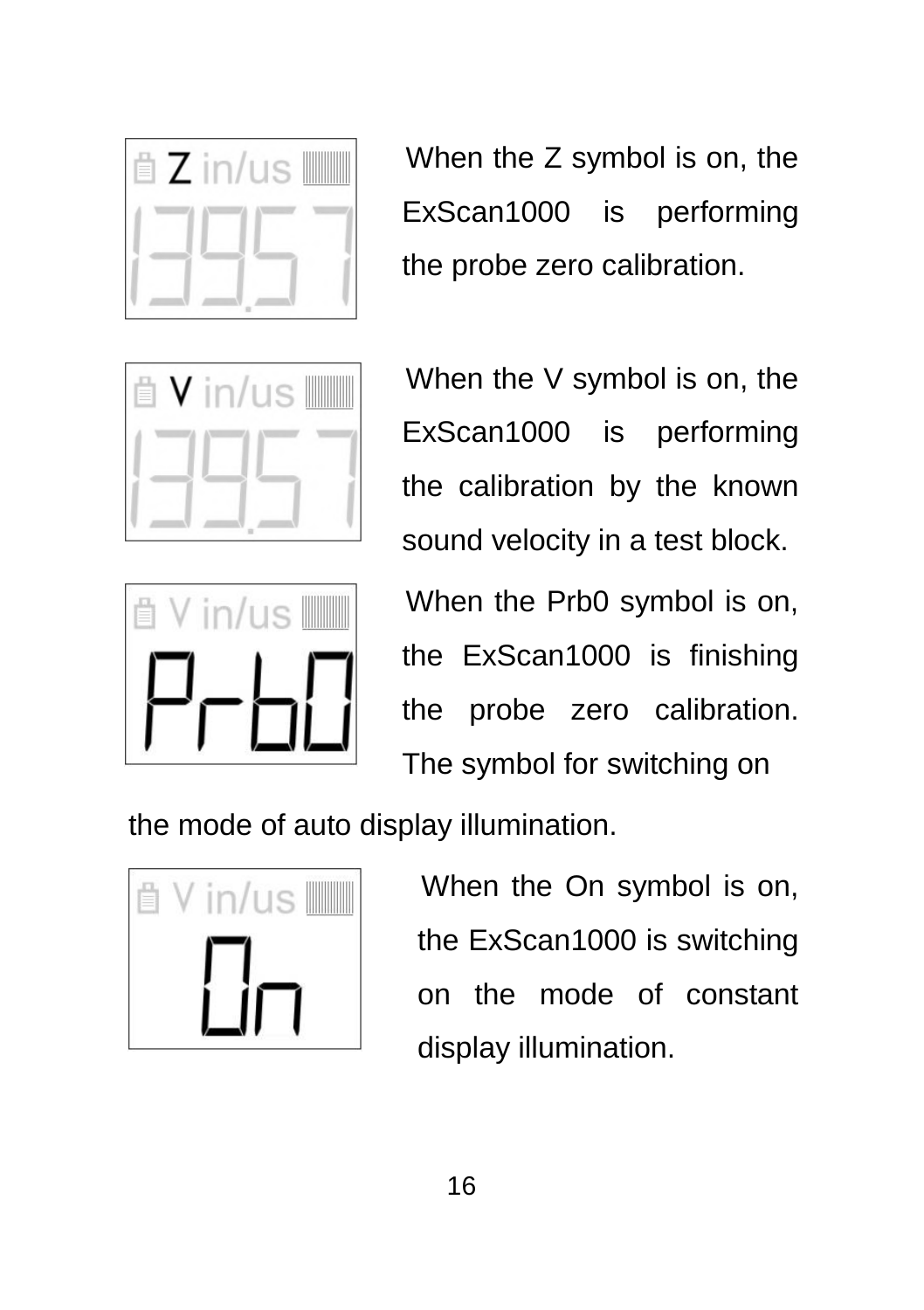When the Z symbol is on, the ExScan1000 is performing the probe zero calibration.

When the V symbol is on, the ExScan1000 is performing the calibration by the known sound velocity in a test block.

When the Prb0 symbol is on, the ExScan1000 is finishing the probe zero calibration. The symbol for switching on the mode of auto display illumination.

When the On symbol is on, the ExScan1000 is switching on the mode of constant display illumination.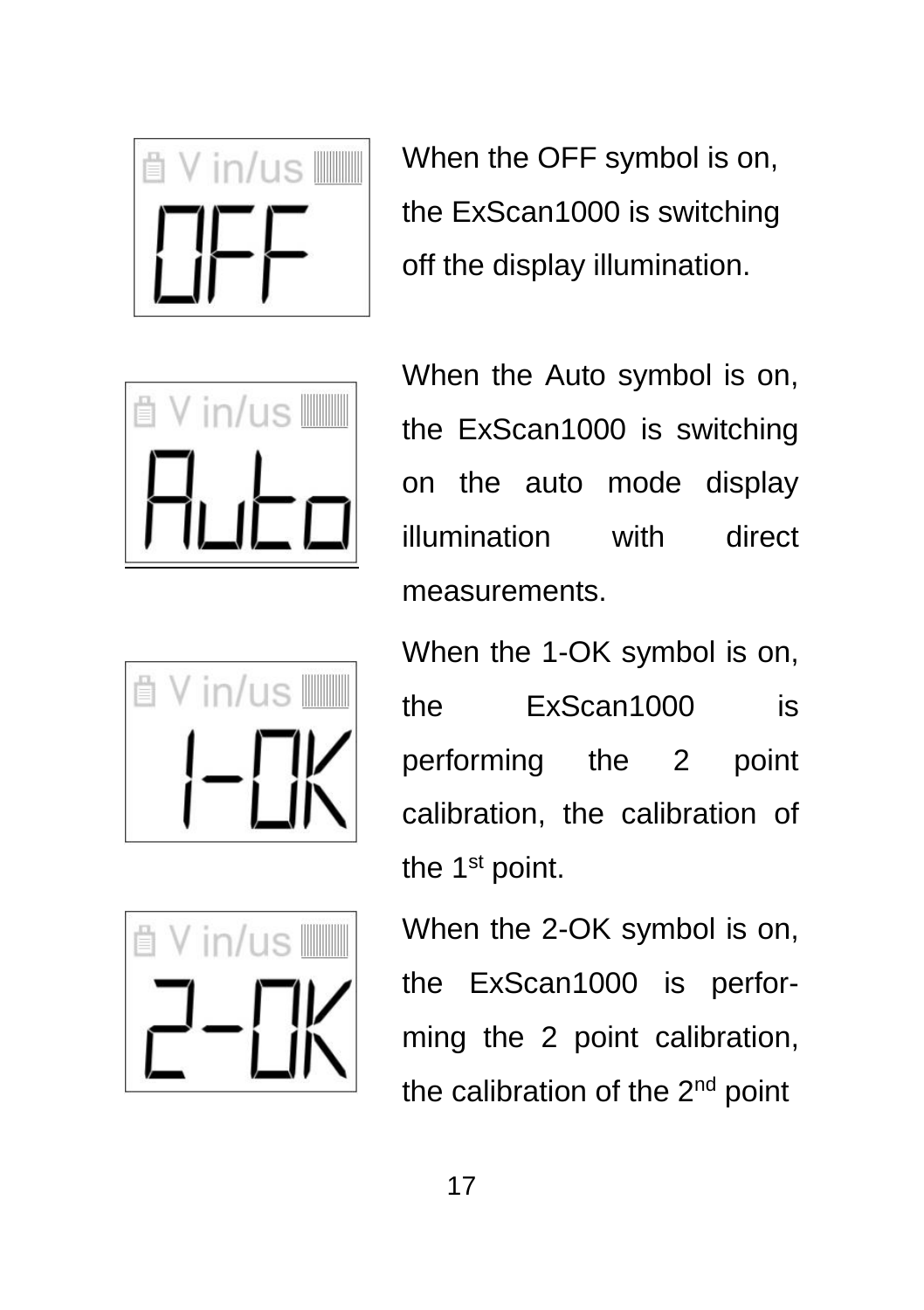When the OFF symbol is on, the ExScan1000 is switching off the display illumination.

When the Auto symbol is on, the ExScan1000 is switching on the auto mode display illumination with direct measurements.

When the 1-OK symbol is on, the ExScan1000 is performing the 2 point calibration, the calibration of the 1st point.

When the 2-OK symbol is on, the ExScan1000 is performing the 2 point calibration, the calibration of the 2nd point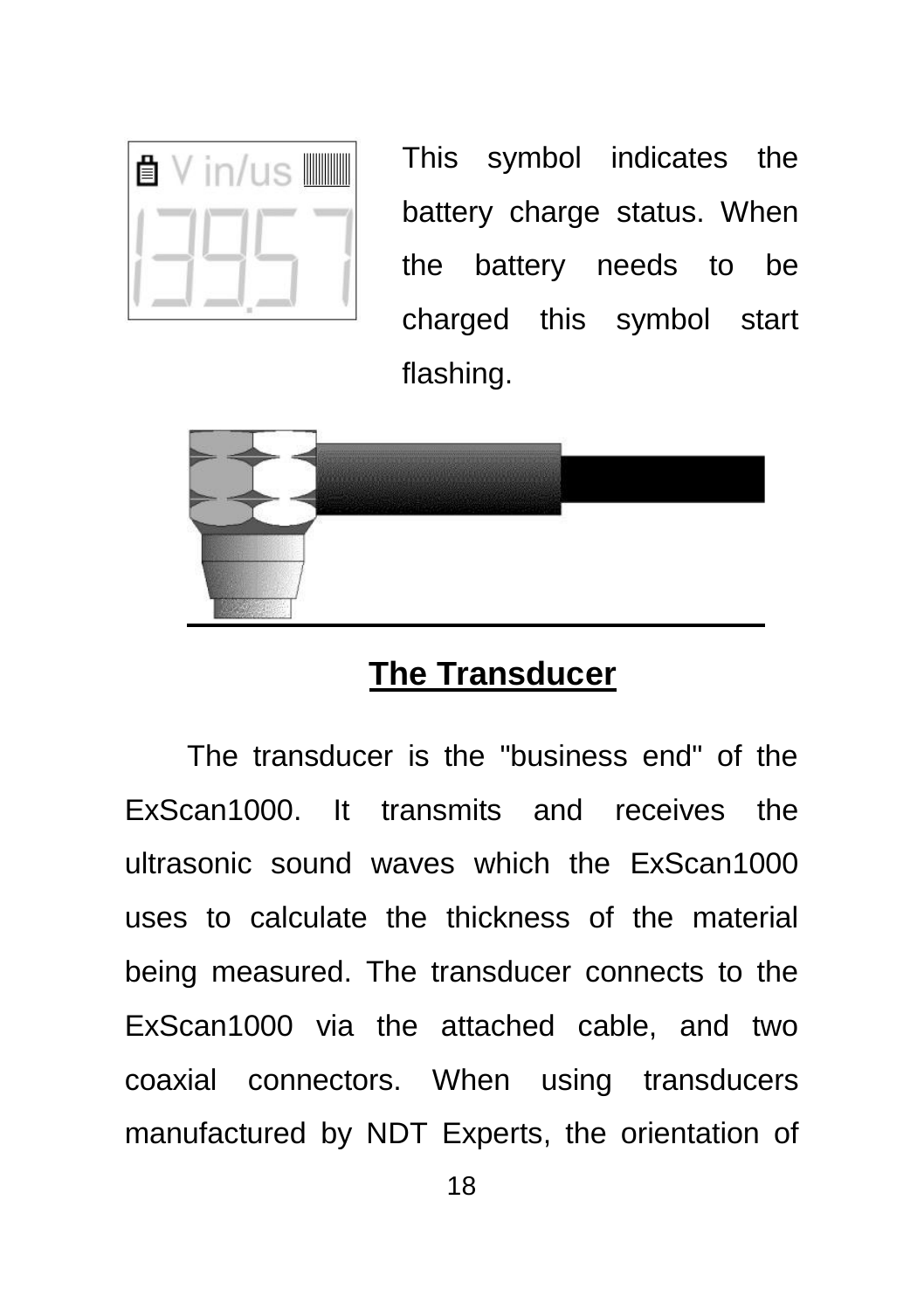This symbol indicates the battery charge status. When the battery needs to be charged this symbol start flashing.

## The Transducer

The transducer is the "business end" of the ExScan1000. It transmits and receives the ultrasonic sound waves which the ExScan1000 uses to calculate the thickness of the material being measured. The transducer connects to the ExScan1000 via the attached cable, and two coaxial connectors. When using transducers manufactured by NDT Experts, the orientation of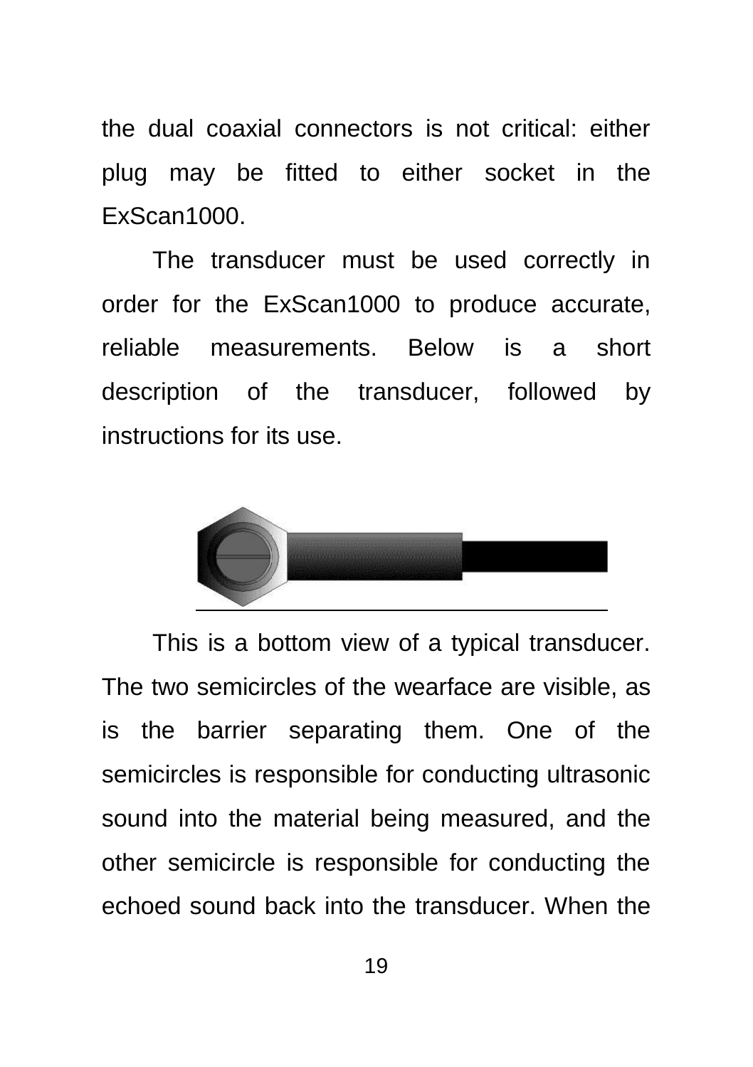the dual coaxial connectors is not critical: either plug may be fitted to either socket in the ExScan1000.

The transducer must be used correctly in order for the ExScan1000 to produce accurate, reliable measurements. Below is a short description of the transducer, followed by instructions for its use.

This is a bottom view of a typical transducer. The two semicircles of the wearface are visible, as is the barrier separating them. One of the semicircles is responsible for conducting ultrasonic sound into the material being measured, and the other semicircle is responsible for conducting the echoed sound back into the transducer. When the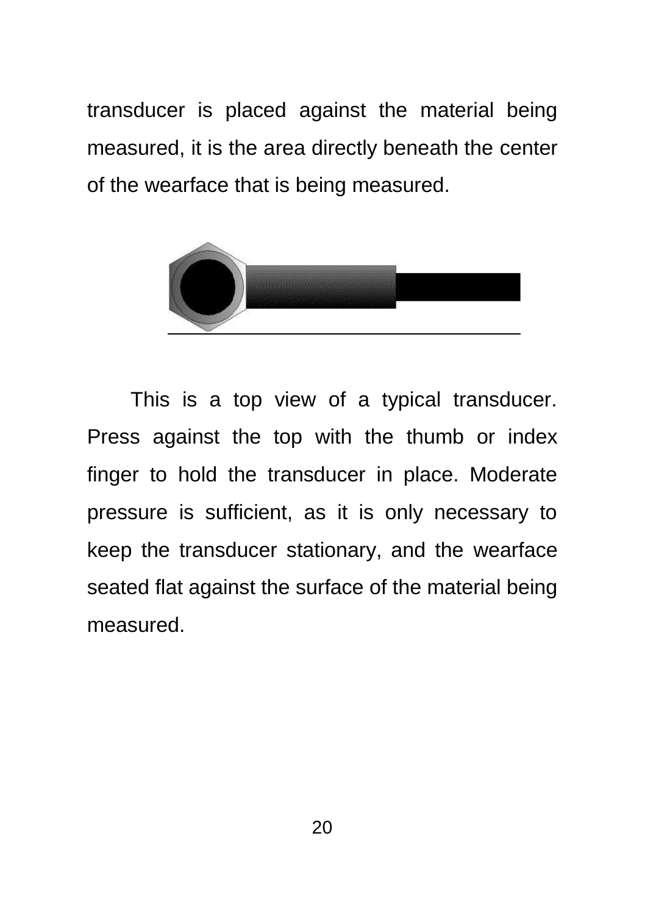transducer is placed against the material being measured, it is the area directly beneath the center of the wearface that is being measured.

This is a top view of a typical transducer. Press against the top with the thumb or index finger to hold the transducer in place. Moderate pressure is sufficient, as it is only necessary to keep the transducer stationary, and the wearface seated flat against the surface of the material being measured.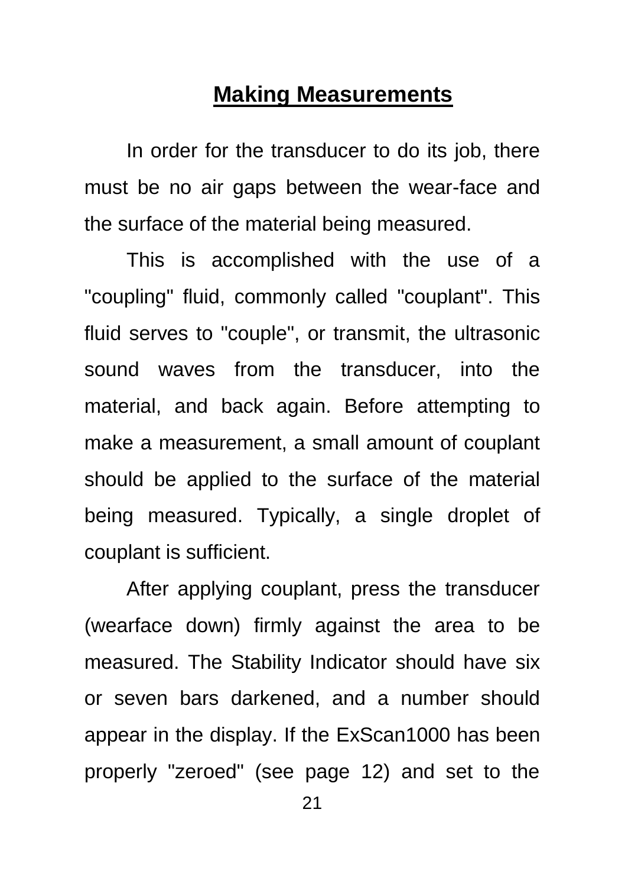## Making Measurements

In order for the transducer to do its job, there must be no air gaps between the wear-face and the surface of the material being measured.

This is accomplished with the use of a "coupling" fluid, commonly called "couplant". This fluid serves to "couple", or transmit, the ultrasonic sound waves from the transducer, into the material, and back again. Before attempting to make a measurement, a small amount of couplant should be applied to the surface of the material being measured. Typically, a single droplet of couplant is sufficient.

After applying couplant, press the transducer (wearface down) firmly against the area to be measured. The Stability Indicator should have six or seven bars darkened, and a number should appear in the display. If the ExScan1000 has been properly "zeroed" (see page 12) and set to the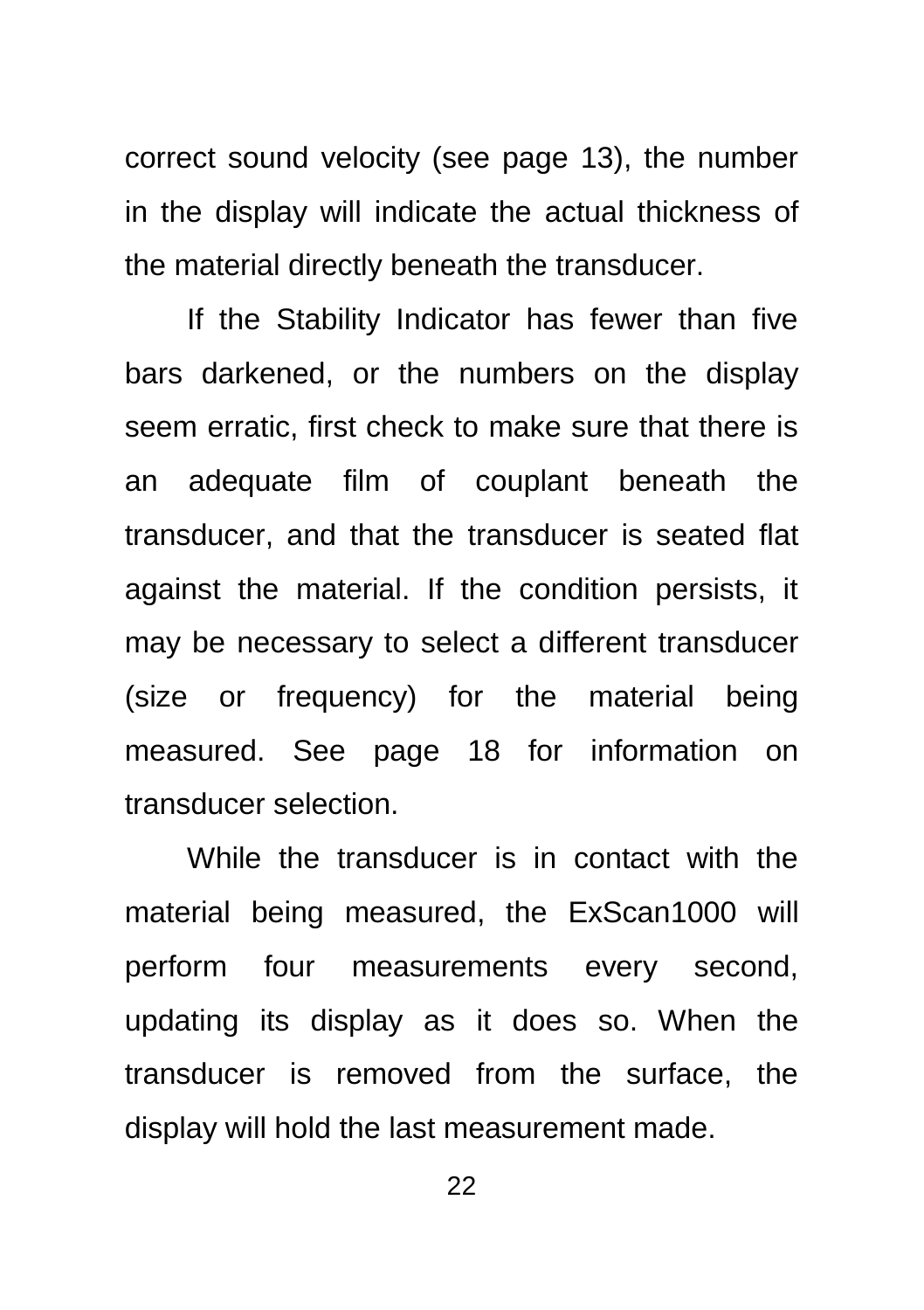correct sound velocity (see page 13), the number in the display will indicate the actual thickness of the material directly beneath the transducer.

If the Stability Indicator has fewer than five bars darkened, or the numbers on the display seem erratic, first check to make sure that there is an adequate film of couplant beneath the transducer, and that the transducer is seated flat against the material. If the condition persists, it may be necessary to select a different transducer (size or frequency) for the material being measured. See page 18 for information on transducer selection.

While the transducer is in contact with the material being measured, the ExScan1000 will perform four measurements every second, updating its display as it does so. When the transducer is removed from the surface, the display will hold the last measurement made.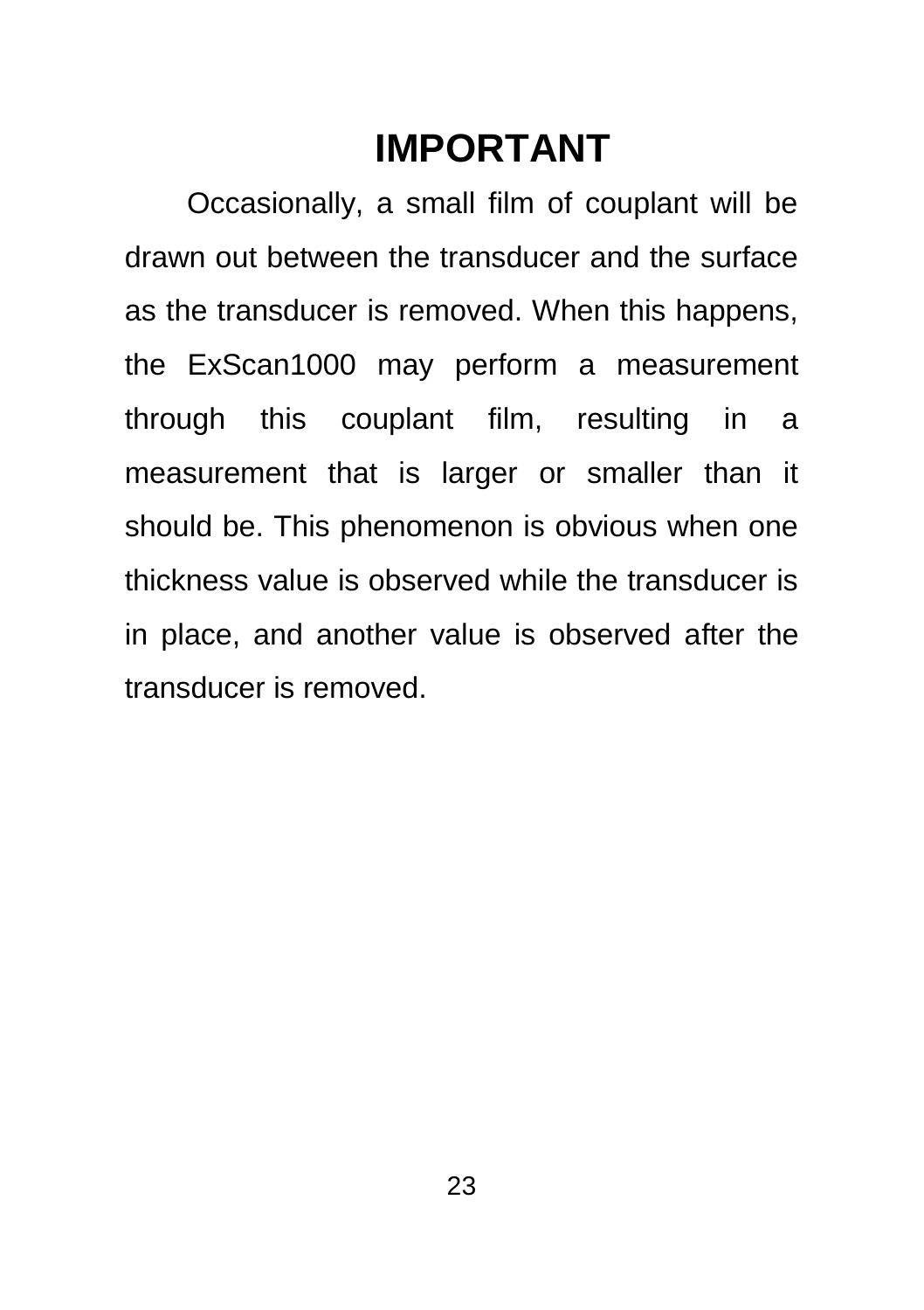# IMPORTANT

Occasionally, a small film of couplant will be drawn out between the transducer and the surface as the transducer is removed. When this happens, the ExScan1000 may perform a measurement through this couplant film, resulting in a measurement that is larger or smaller than it should be. This phenomenon is obvious when one thickness value is observed while the transducer is in place, and another value is observed after the transducer is removed.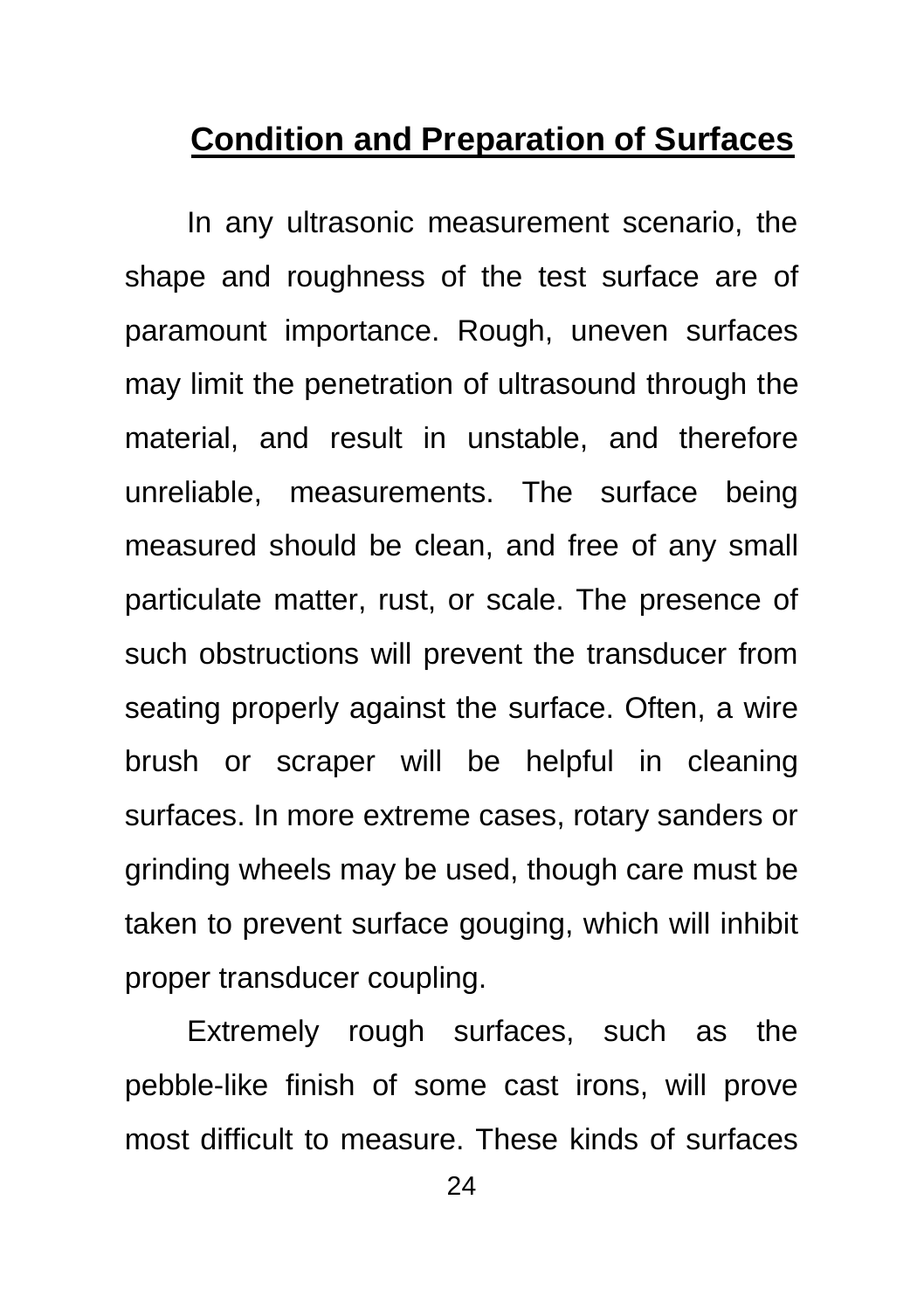## Condition and Preparation of Surfaces

In any ultrasonic measurement scenario, the shape and roughness of the test surface are of paramount importance. Rough, uneven surfaces may limit the penetration of ultrasound through the material, and result in unstable, and therefore unreliable, measurements. The surface being measured should be clean, and free of any small particulate matter, rust, or scale. The presence of such obstructions will prevent the transducer from seating properly against the surface. Often, a wire brush or scraper will be helpful in cleaning surfaces. In more extreme cases, rotary sanders or grinding wheels may be used, though care must be taken to prevent surface gouging, which will inhibit proper transducer coupling.

Extremely rough surfaces, such as the pebble-like finish of some cast irons, will prove most difficult to measure. These kinds of surfaces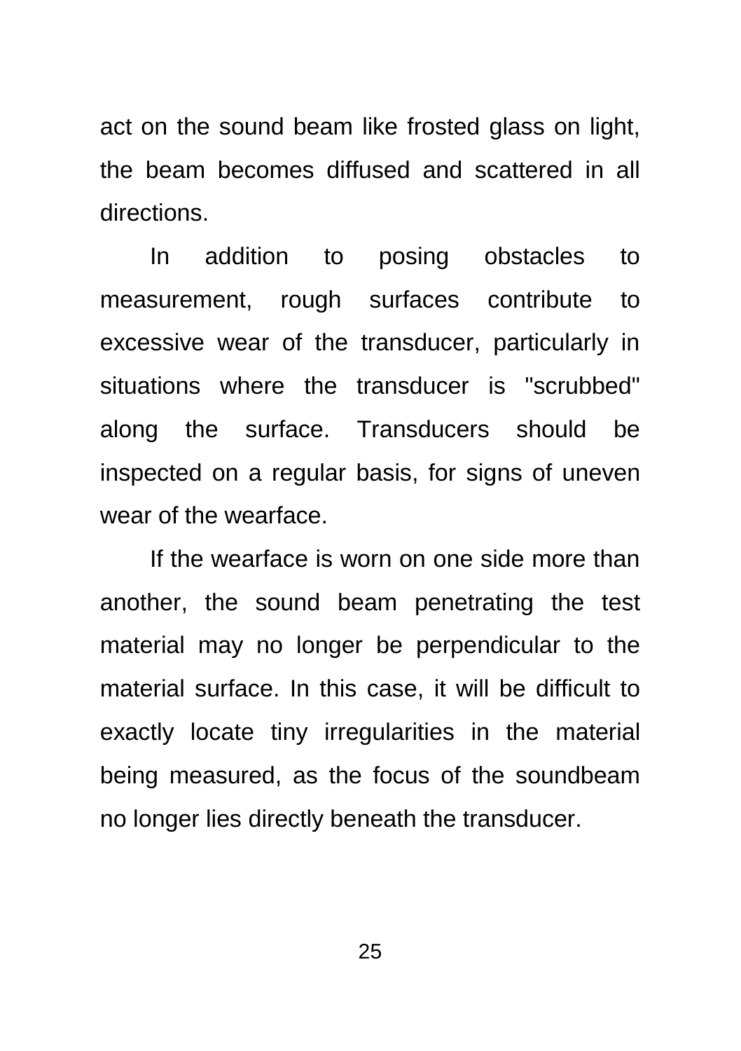act on the sound beam like frosted glass on light, the beam becomes diffused and scattered in all directions.

In addition to posing obstacles to measurement, rough surfaces contribute to excessive wear of the transducer, particularly in situations where the transducer is "scrubbed" along the surface. Transducers should be inspected on a regular basis, for signs of uneven wear of the wearface.

If the wearface is worn on one side more than another, the sound beam penetrating the test material may no longer be perpendicular to the material surface. In this case, it will be difficult to exactly locate tiny irregularities in the material being measured, as the focus of the soundbeam no longer lies directly beneath the transducer.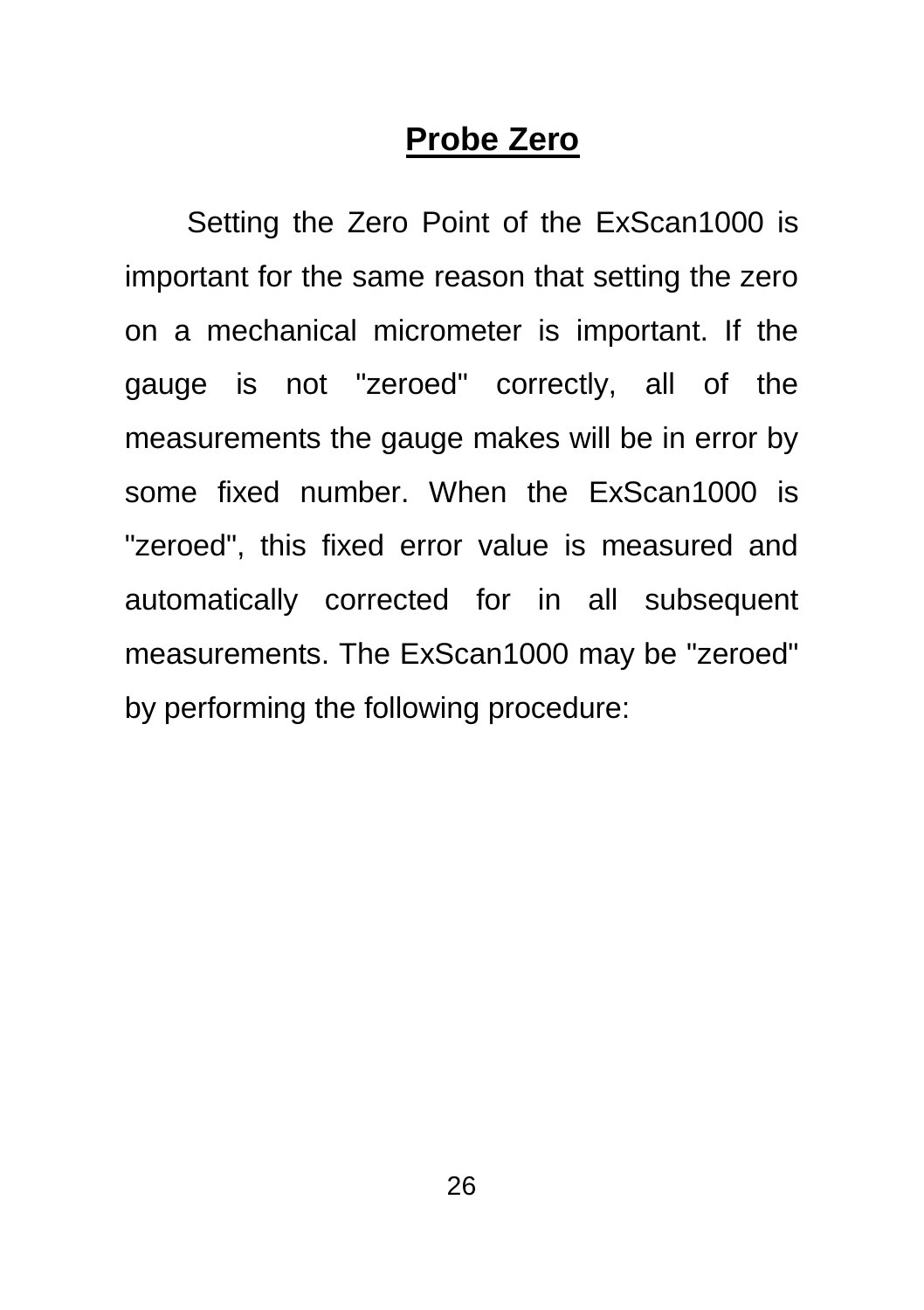## Probe Zero

Setting the Zero Point of the ExScan1000 is important for the same reason that setting the zero on a mechanical micrometer is important. If the gauge is not "zeroed" correctly, all of the measurements the gauge makes will be in error by some fixed number. When the ExScan1000 is "zeroed", this fixed error value is measured and automatically corrected for in all subsequent measurements. The ExScan1000 may be "zeroed" by performing the following procedure: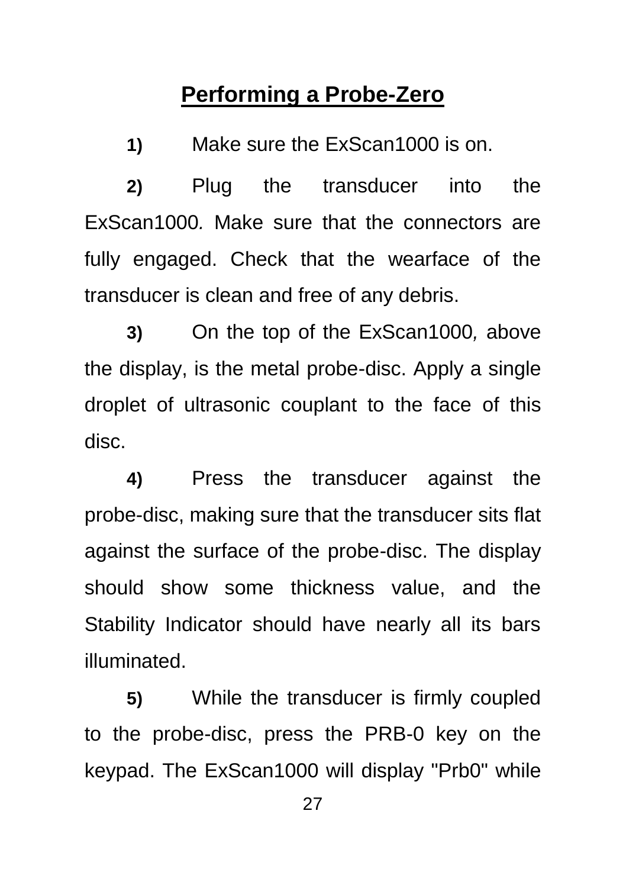## Performing a Probe-Zero

**1)** Make sure the ExScan1000 is on.

**2)** Plug the transducer into the ExScan1000. Make sure that the connectors are fully engaged. Check that the wearface of the transducer is clean and free of any debris.

**3)** On the top of the ExScan1000, above the display, is the metal probe-disc. Apply a single droplet of ultrasonic couplant to the face of this disc.

**4)** Press the transducer against the probe-disc, making sure that the transducer sits flat against the surface of the probe-disc. The display should show some thickness value, and the Stability Indicator should have nearly all its bars illuminated.

**5)** While the transducer is firmly coupled to the probe-disc, press the PRB-0 key on the keypad. The ExScan1000 will display "Prb0" while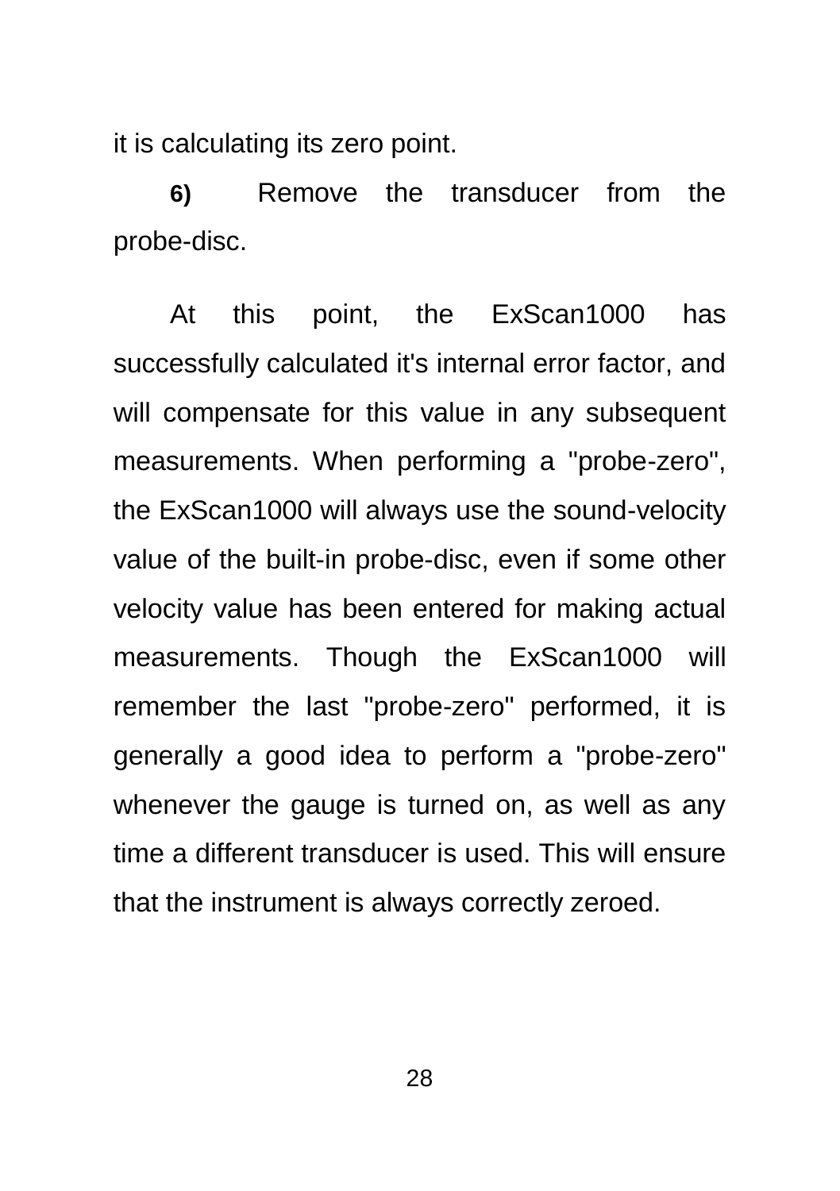it is calculating its zero point.

**6)** Remove the transducer from the probe-disc.

At this point, the ExScan1000 has successfully calculated it's internal error factor, and will compensate for this value in any subsequent measurements. When performing a "probe-zero", the ExScan1000 will always use the sound-velocity value of the built-in probe-disc, even if some other velocity value has been entered for making actual measurements. Though the ExScan1000 will remember the last "probe-zero" performed, it is generally a good idea to perform a "probe-zero" whenever the gauge is turned on, as well as any time a different transducer is used. This will ensure that the instrument is always correctly zeroed.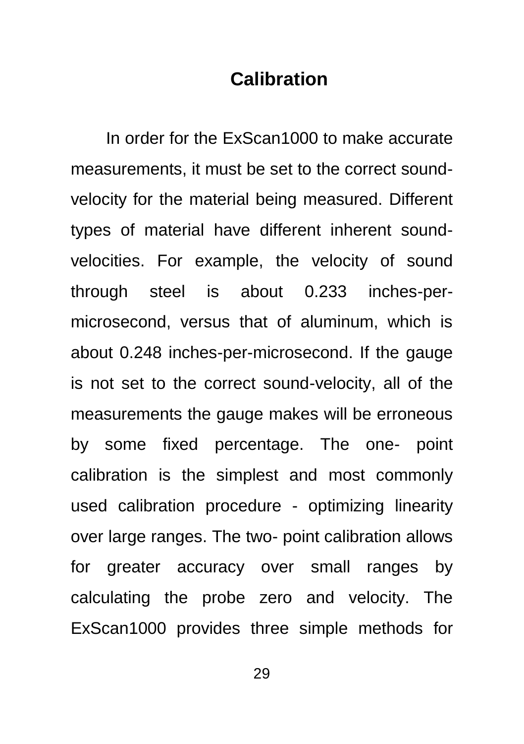## Calibration

In order for the ExScan1000 to make accurate measurements, it must be set to the correct sound-velocity for the material being measured. Different types of material have different inherent sound-velocities. For example, the velocity of sound through steel is about 0.233 inches-per-microsecond, versus that of aluminum, which is about 0.248 inches-per-microsecond. If the gauge is not set to the correct sound-velocity, all of the measurements the gauge makes will be erroneous by some fixed percentage. The one- point calibration is the simplest and most commonly used calibration procedure - optimizing linearity over large ranges. The two- point calibration allows for greater accuracy over small ranges by calculating the probe zero and velocity. The ExScan1000 provides three simple methods for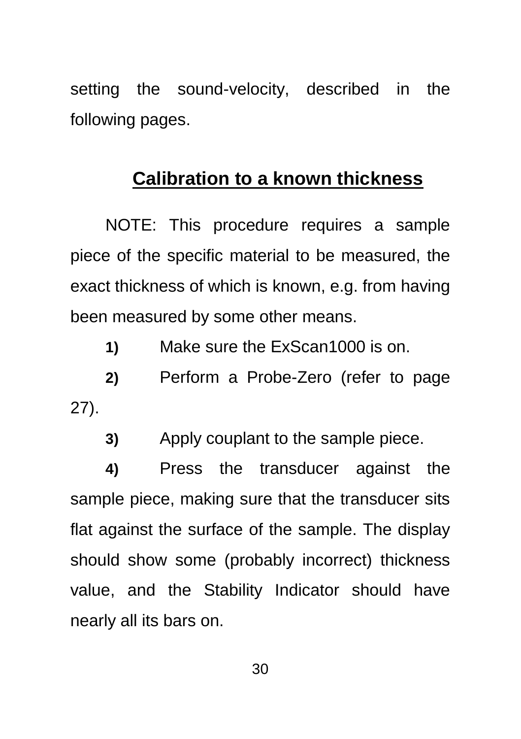setting the sound-velocity, described in the following pages.

## Calibration to a known thickness

NOTE: This procedure requires a sample piece of the specific material to be measured, the exact thickness of which is known, e.g. from having been measured by some other means.

**1)** Make sure the ExScan1000 is on.

**2)** Perform a Probe-Zero (refer to page 27).

**3)** Apply couplant to the sample piece.

**4)** Press the transducer against the sample piece, making sure that the transducer sits flat against the surface of the sample. The display should show some (probably incorrect) thickness value, and the Stability Indicator should have nearly all its bars on.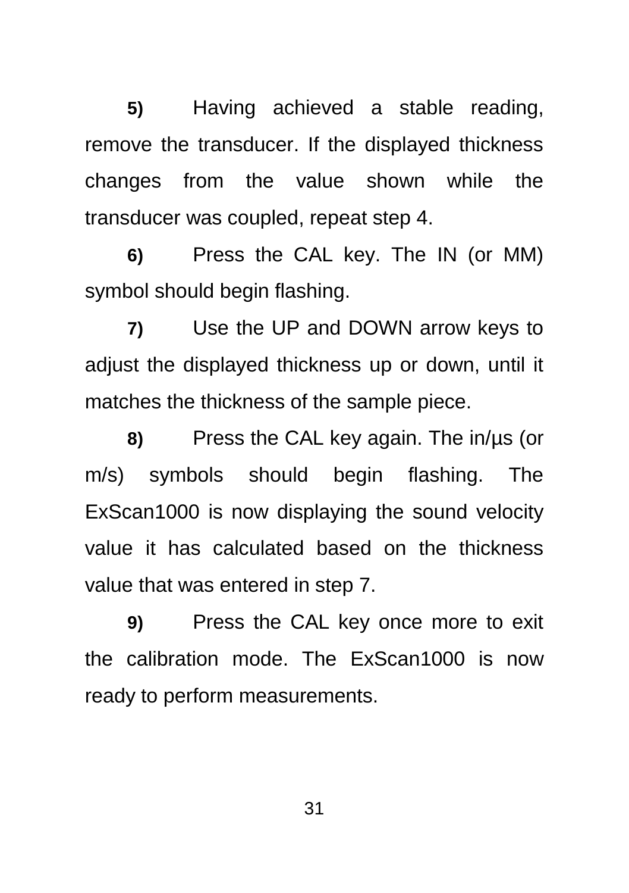**5)** Having achieved a stable reading, remove the transducer. If the displayed thickness changes from the value shown while the transducer was coupled, repeat step 4.

**6)** Press the CAL key. The IN (or MM) symbol should begin flashing.

**7)** Use the UP and DOWN arrow keys to adjust the displayed thickness up or down, until it matches the thickness of the sample piece.

**8)** Press the CAL key again. The in/µs (or m/s) symbols should begin flashing. The ExScan1000 is now displaying the sound velocity value it has calculated based on the thickness value that was entered in step 7.

**9)** Press the CAL key once more to exit the calibration mode. The ExScan1000 is now ready to perform measurements.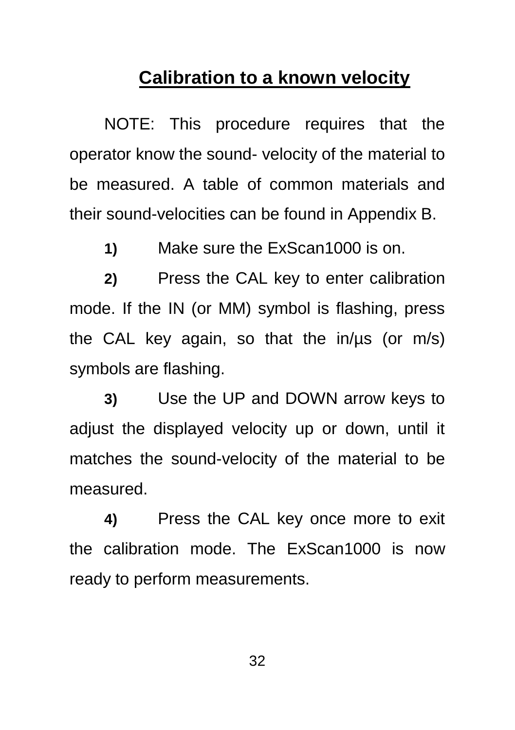## Calibration to a known velocity

NOTE: This procedure requires that the operator know the sound- velocity of the material to be measured. A table of common materials and their sound-velocities can be found in Appendix B.

**1)** Make sure the ExScan1000 is on.

**2)** Press the CAL key to enter calibration mode. If the IN (or MM) symbol is flashing, press the CAL key again, so that the in/µs (or m/s) symbols are flashing.

**3)** Use the UP and DOWN arrow keys to adjust the displayed velocity up or down, until it matches the sound-velocity of the material to be measured.

**4)** Press the CAL key once more to exit the calibration mode. The ExScan1000 is now ready to perform measurements.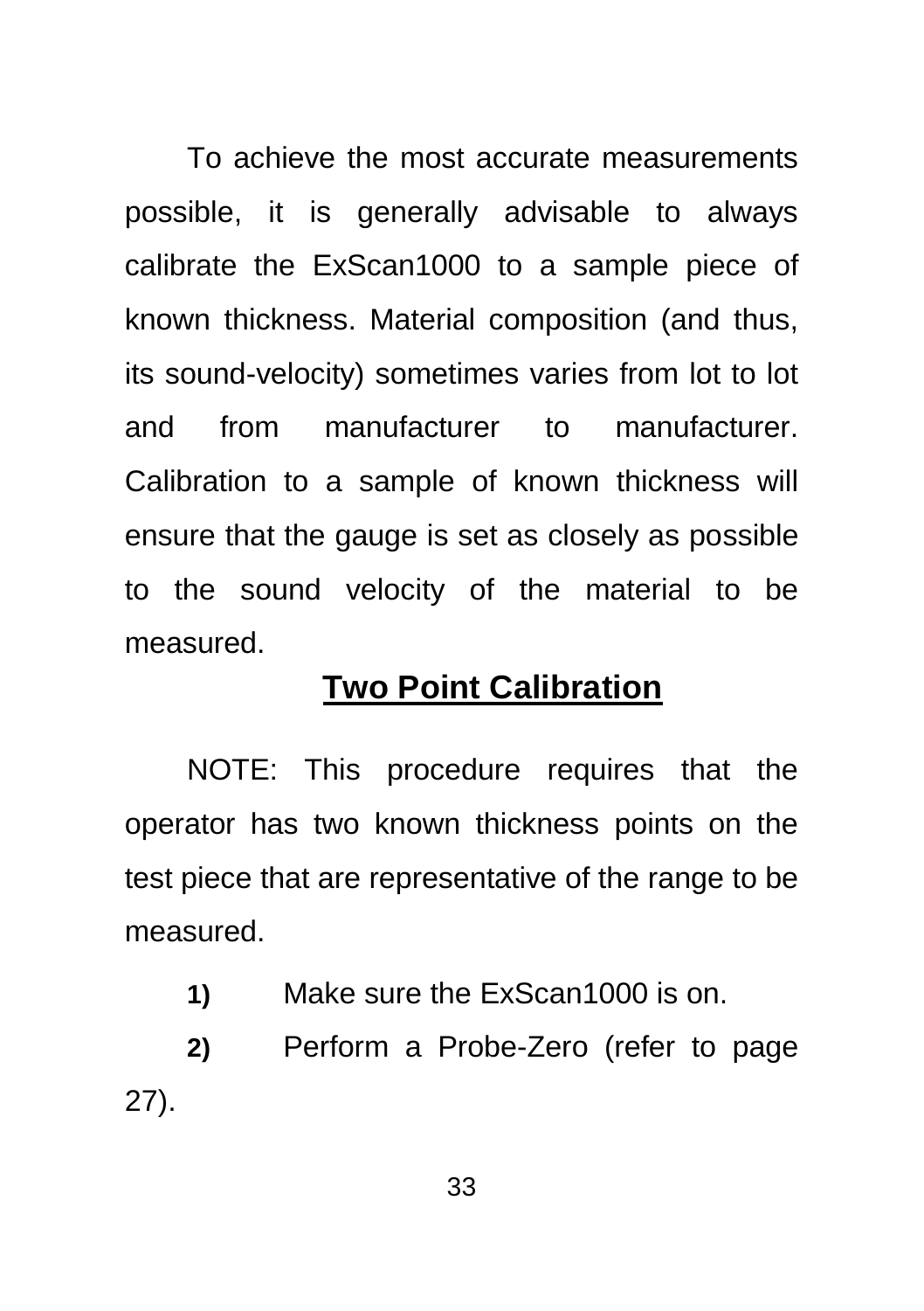To achieve the most accurate measurements possible, it is generally advisable to always calibrate the ExScan1000 to a sample piece of known thickness. Material composition (and thus, its sound-velocity) sometimes varies from lot to lot and from manufacturer to manufacturer. Calibration to a sample of known thickness will ensure that the gauge is set as closely as possible to the sound velocity of the material to be measured.

## Two Point Calibration

NOTE: This procedure requires that the operator has two known thickness points on the test piece that are representative of the range to be measured.

**1)** Make sure the ExScan1000 is on.

**2)** Perform a Probe-Zero (refer to page 27).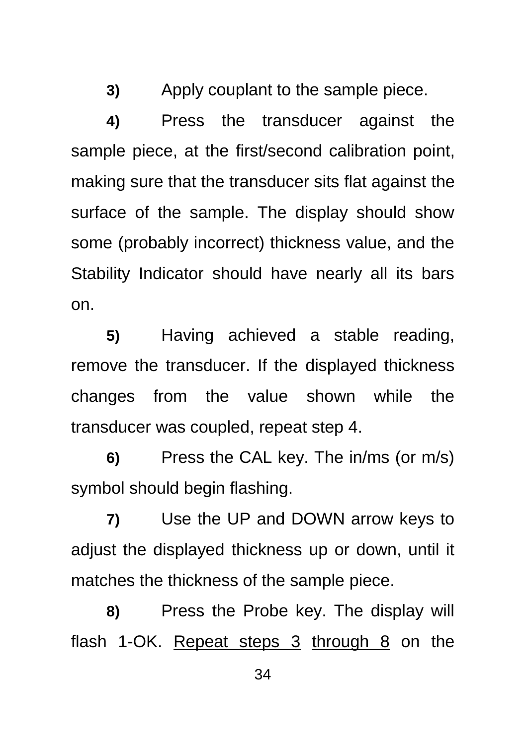**3)** Apply couplant to the sample piece.

**4)** Press the transducer against the sample piece, at the first/second calibration point, making sure that the transducer sits flat against the surface of the sample. The display should show some (probably incorrect) thickness value, and the Stability Indicator should have nearly all its bars on.

**5)** Having achieved a stable reading, remove the transducer. If the displayed thickness changes from the value shown while the transducer was coupled, repeat step 4.

**6)** Press the CAL key. The in/ms (or m/s) symbol should begin flashing.

**7)** Use the UP and DOWN arrow keys to adjust the displayed thickness up or down, until it matches the thickness of the sample piece.

**8)** Press the Probe key. The display will flash 1-OK. <u>Repeat steps 3</u> <u>through 8</u> on the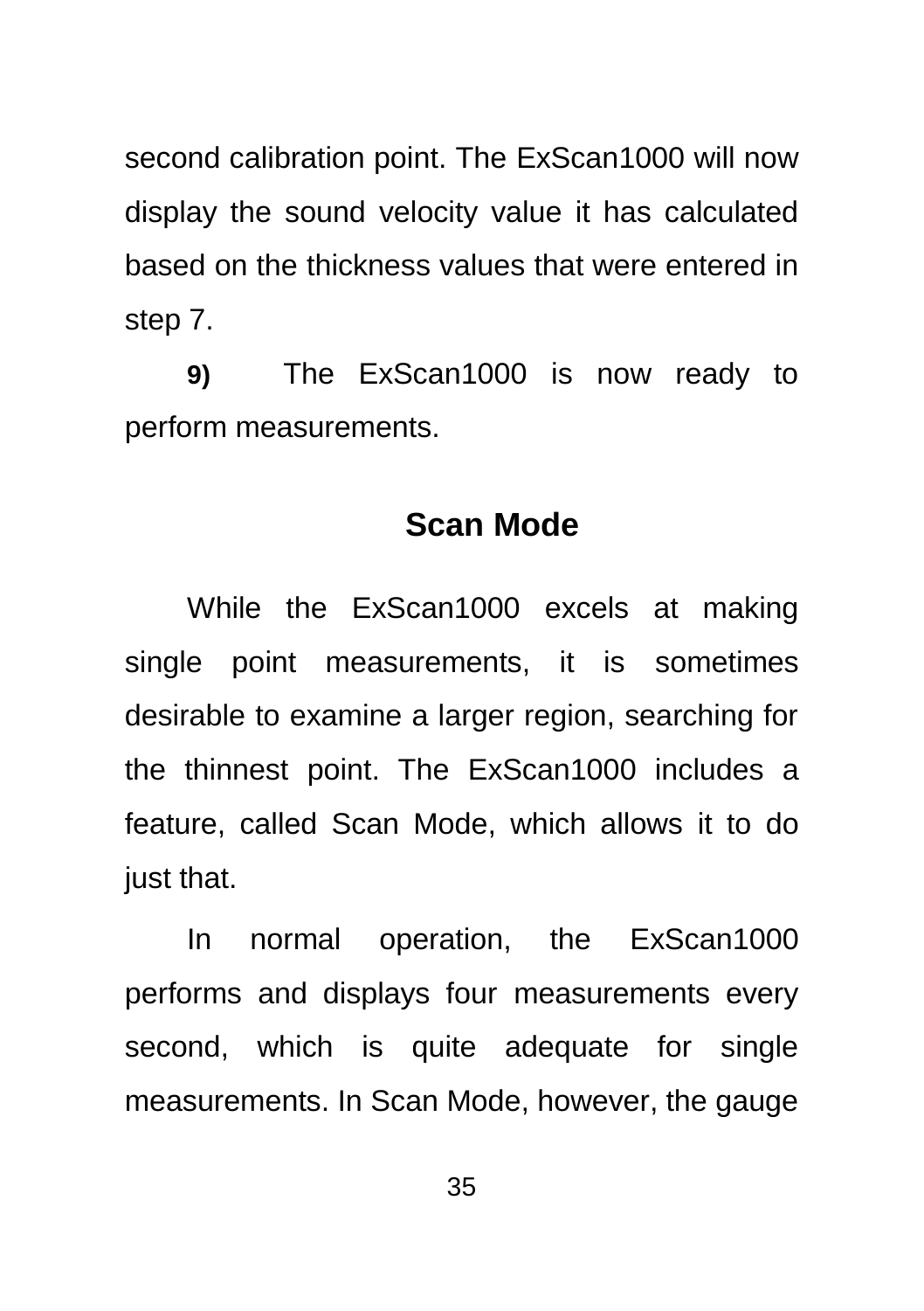second calibration point. The ExScan1000 will now display the sound velocity value it has calculated based on the thickness values that were entered in step 7.

**9)** The ExScan1000 is now ready to perform measurements.

## Scan Mode

While the ExScan1000 excels at making single point measurements, it is sometimes desirable to examine a larger region, searching for the thinnest point. The ExScan1000 includes a feature, called Scan Mode, which allows it to do just that.

In normal operation, the ExScan1000 performs and displays four measurements every second, which is quite adequate for single measurements. In Scan Mode, however, the gauge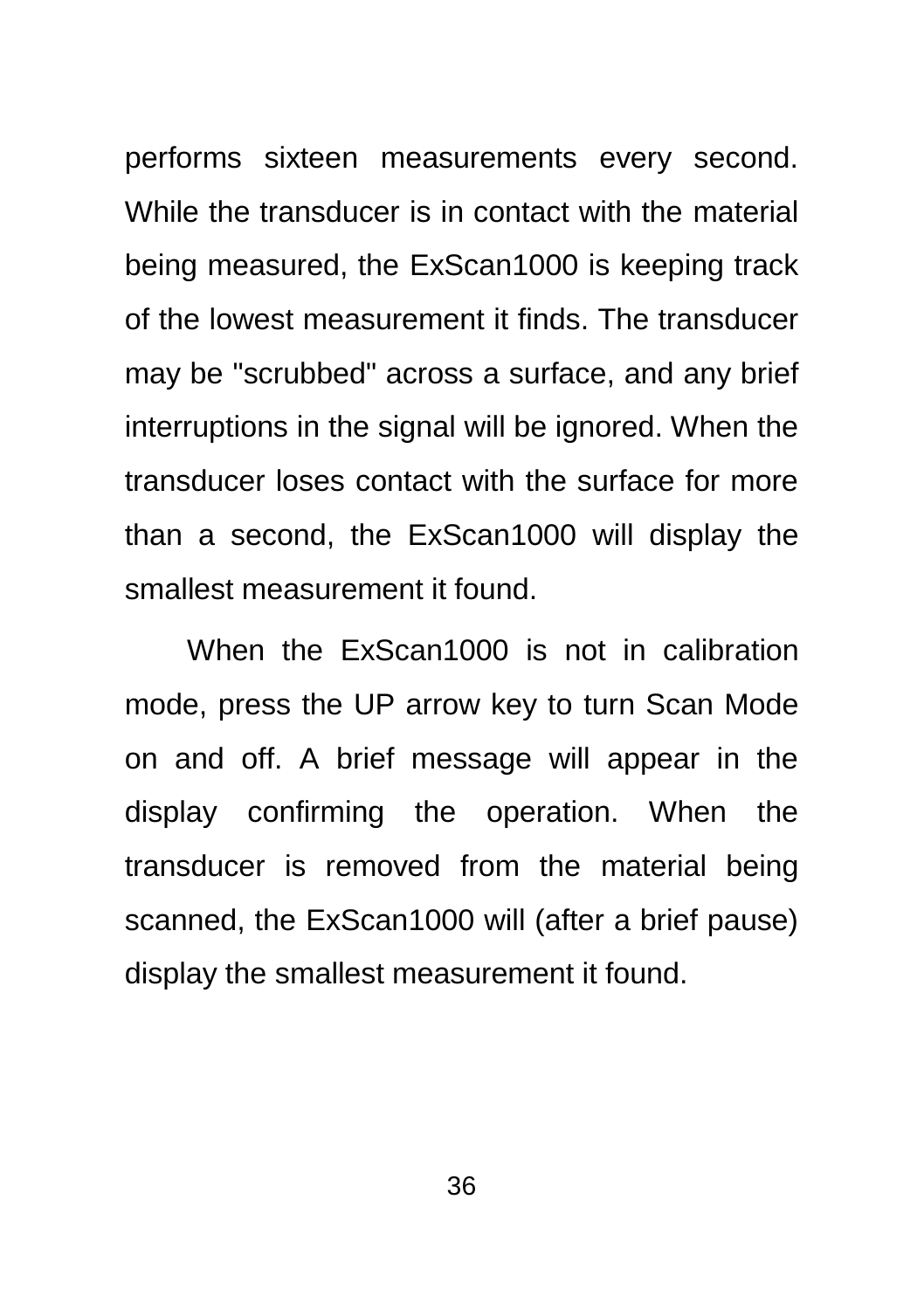performs sixteen measurements every second. While the transducer is in contact with the material being measured, the ExScan1000 is keeping track of the lowest measurement it finds. The transducer may be "scrubbed" across a surface, and any brief interruptions in the signal will be ignored. When the transducer loses contact with the surface for more than a second, the ExScan1000 will display the smallest measurement it found.

When the ExScan1000 is not in calibration mode, press the UP arrow key to turn Scan Mode on and off. A brief message will appear in the display confirming the operation. When the transducer is removed from the material being scanned, the ExScan1000 will (after a brief pause) display the smallest measurement it found.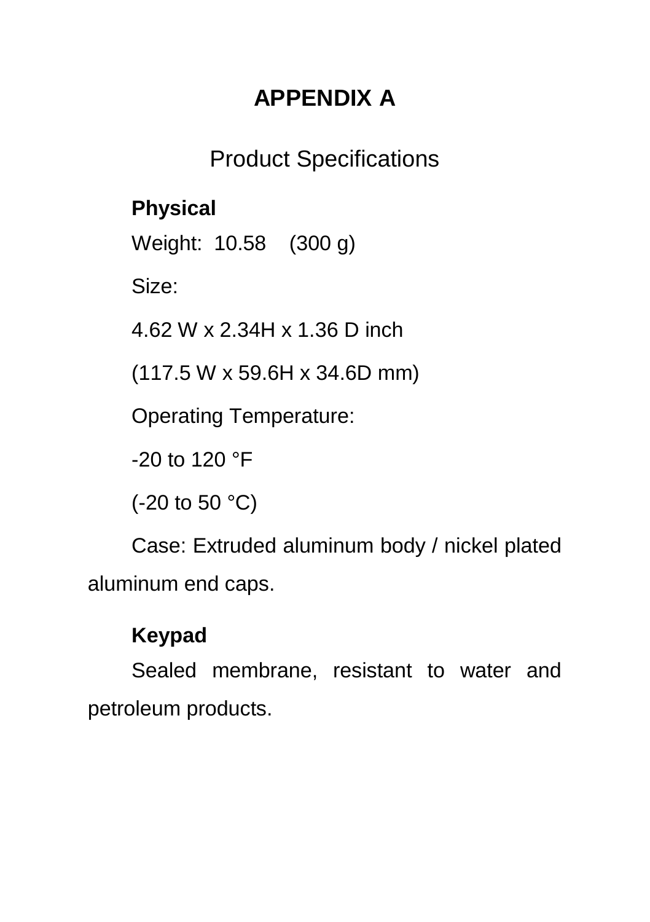# APPENDIX A

## Product Specifications

**Physical**

Weight: 10.58 (300 g)

Size:

4.62 W x 2.34H x 1.36 D inch

(117.5 W x 59.6H x 34.6D mm)

Operating Temperature:

-20 to 120 °F

(-20 to 50 °C)

Case: Extruded aluminum body / nickel plated aluminum end caps.

**Keypad**

Sealed membrane, resistant to water and petroleum products.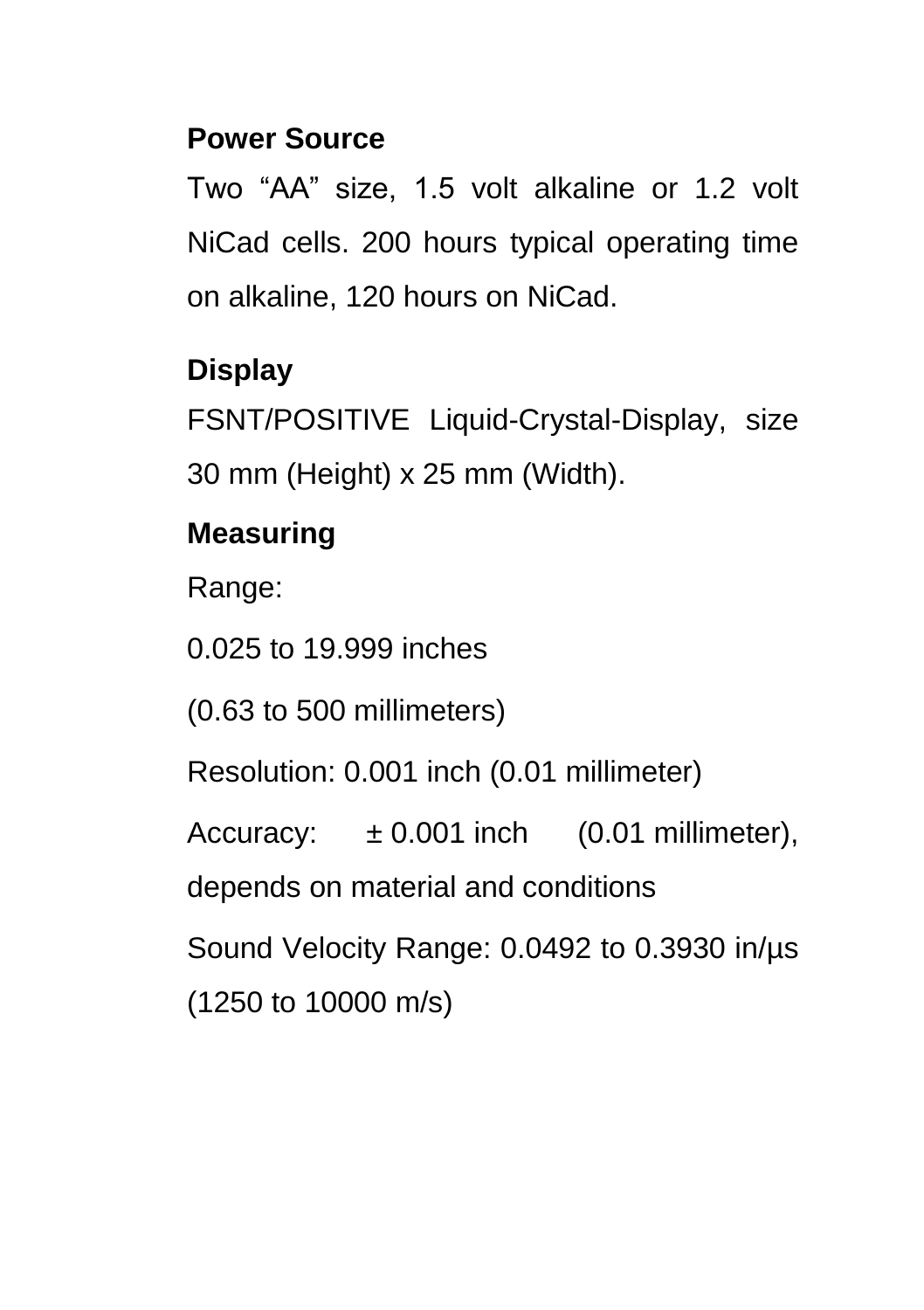**Power Source**

Two "AA" size, 1.5 volt alkaline or 1.2 volt NiCad cells. 200 hours typical operating time on alkaline, 120 hours on NiCad.

**Display**

FSNT/POSITIVE Liquid-Crystal-Display, size 30 mm (Height) x 25 mm (Width).

**Measuring**

Range:

0.025 to 19.999 inches

(0.63 to 500 millimeters)

Resolution: 0.001 inch (0.01 millimeter)

Accuracy: ± 0.001 inch (0.01 millimeter), depends on material and conditions

Sound Velocity Range: 0.0492 to 0.3930 in/µs (1250 to 10000 m/s)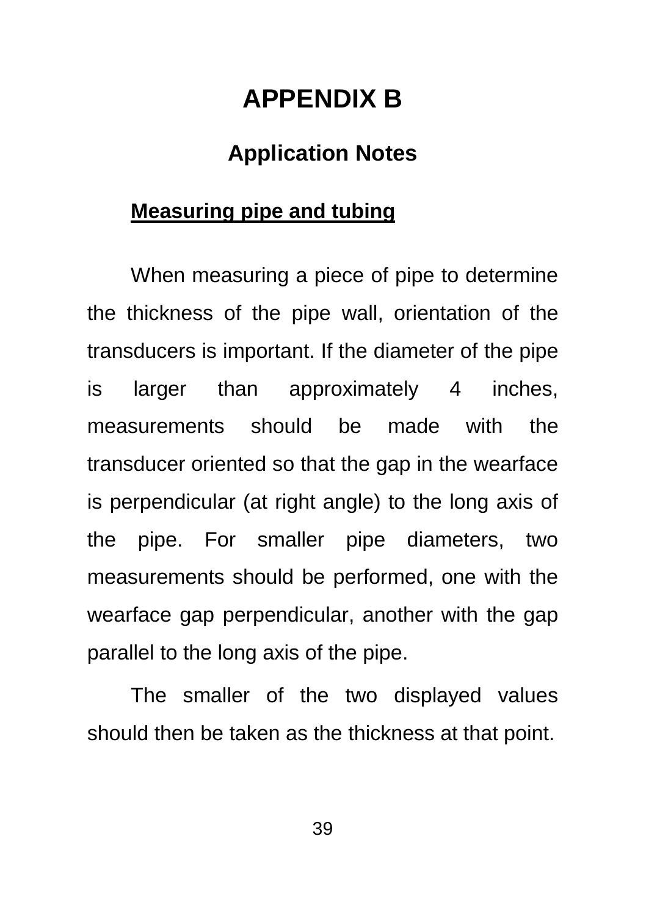# APPENDIX B

## Application Notes

### Measuring pipe and tubing

When measuring a piece of pipe to determine the thickness of the pipe wall, orientation of the transducers is important. If the diameter of the pipe is larger than approximately 4 inches, measurements should be made with the transducer oriented so that the gap in the wearface is perpendicular (at right angle) to the long axis of the pipe. For smaller pipe diameters, two measurements should be performed, one with the wearface gap perpendicular, another with the gap parallel to the long axis of the pipe.

The smaller of the two displayed values should then be taken as the thickness at that point.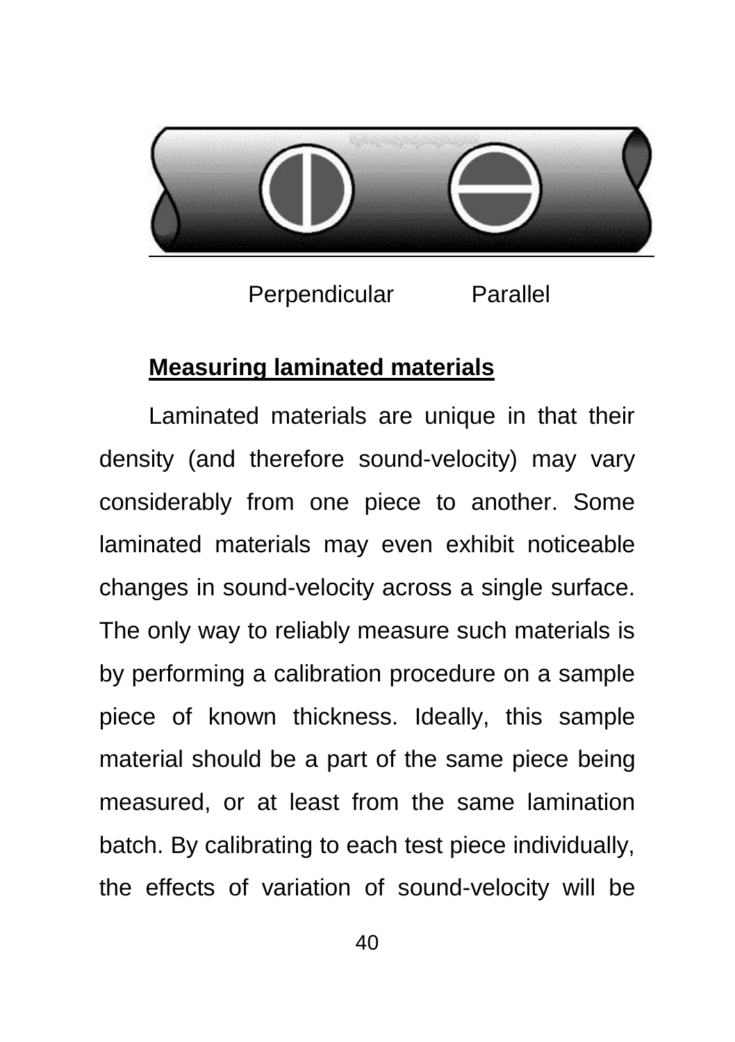Perpendicular Parallel

## Measuring laminated materials

Laminated materials are unique in that their density (and therefore sound-velocity) may vary considerably from one piece to another. Some laminated materials may even exhibit noticeable changes in sound-velocity across a single surface. The only way to reliably measure such materials is by performing a calibration procedure on a sample piece of known thickness. Ideally, this sample material should be a part of the same piece being measured, or at least from the same lamination batch. By calibrating to each test piece individually, the effects of variation of sound-velocity will be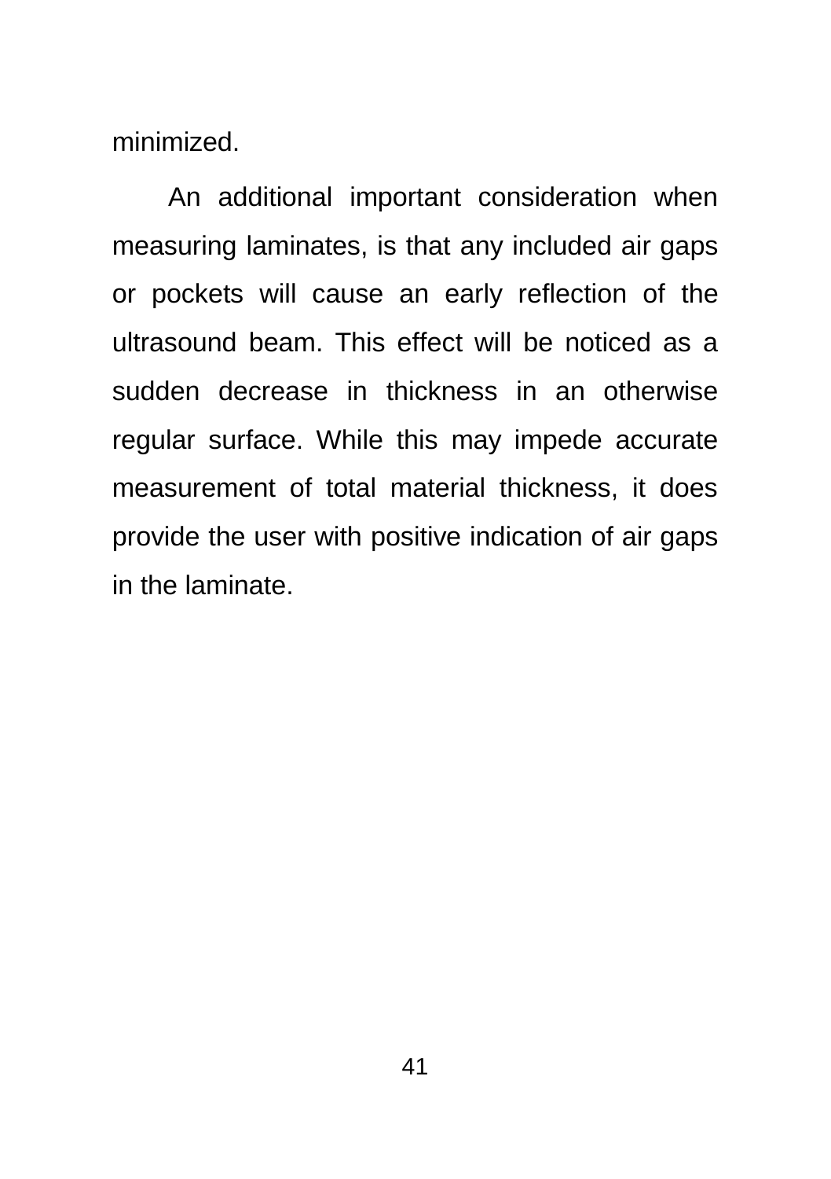minimized.

An additional important consideration when measuring laminates, is that any included air gaps or pockets will cause an early reflection of the ultrasound beam. This effect will be noticed as a sudden decrease in thickness in an otherwise regular surface. While this may impede accurate measurement of total material thickness, it does provide the user with positive indication of air gaps in the laminate.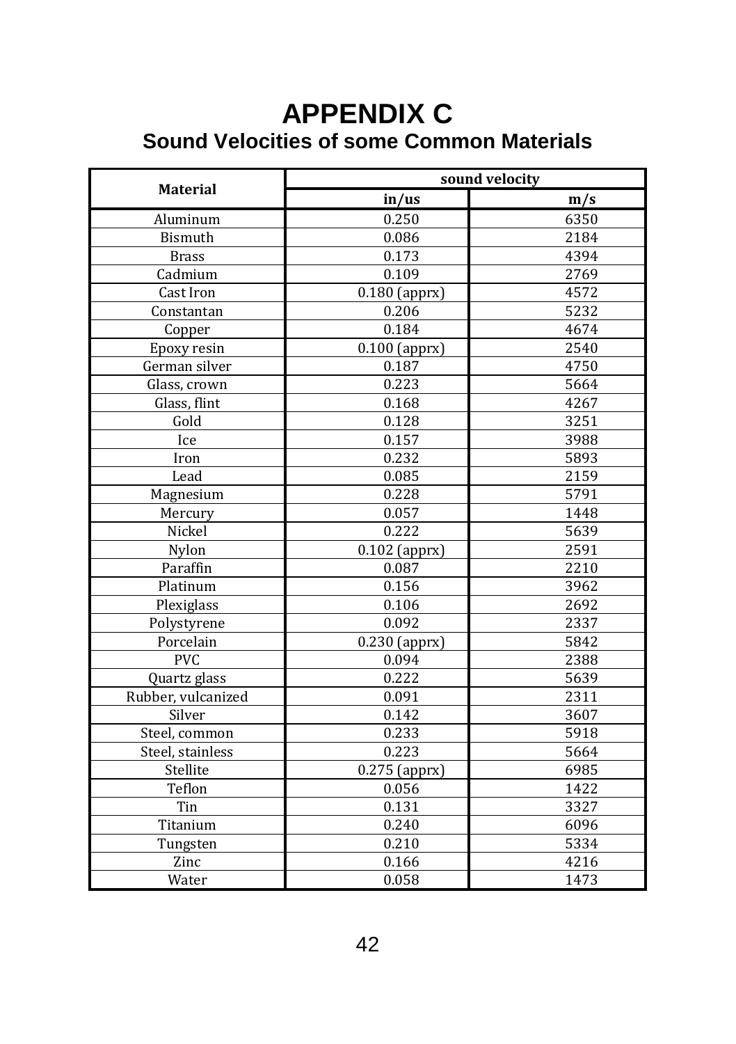# APPENDIX C

## Sound Velocities of some Common Materials

| Material | sound velocity | |
|---|---|---|
| | in/us | m/s |
| Aluminum | 0.250 | 6350 |
| Bismuth | 0.086 | 2184 |
| Brass | 0.173 | 4394 |
| Cadmium | 0.109 | 2769 |
| Cast Iron | 0.180 (apprx) | 4572 |
| Constantan | 0.206 | 5232 |
| Copper | 0.184 | 4674 |
| Epoxy resin | 0.100 (apprx) | 2540 |
| German silver | 0.187 | 4750 |
| Glass, crown | 0.223 | 5664 |
| Glass, flint | 0.168 | 4267 |
| Gold | 0.128 | 3251 |
| Ice | 0.157 | 3988 |
| Iron | 0.232 | 5893 |
| Lead | 0.085 | 2159 |
| Magnesium | 0.228 | 5791 |
| Mercury | 0.057 | 1448 |
| Nickel | 0.222 | 5639 |
| Nylon | 0.102 (apprx) | 2591 |
| Paraffin | 0.087 | 2210 |
| Platinum | 0.156 | 3962 |
| Plexiglass | 0.106 | 2692 |
| Polystyrene | 0.092 | 2337 |
| Porcelain | 0.230 (apprx) | 5842 |
| PVC | 0.094 | 2388 |
| Quartz glass | 0.222 | 5639 |
| Rubber, vulcanized | 0.091 | 2311 |
| Silver | 0.142 | 3607 |
| Steel, common | 0.233 | 5918 |
| Steel, stainless | 0.223 | 5664 |
| Stellite | 0.275 (apprx) | 6985 |
| Teflon | 0.056 | 1422 |
| Tin | 0.131 | 3327 |
| Titanium | 0.240 | 6096 |
| Tungsten | 0.210 | 5334 |
| Zinc | 0.166 | 4216 |
| Water | 0.058 | 1473 |